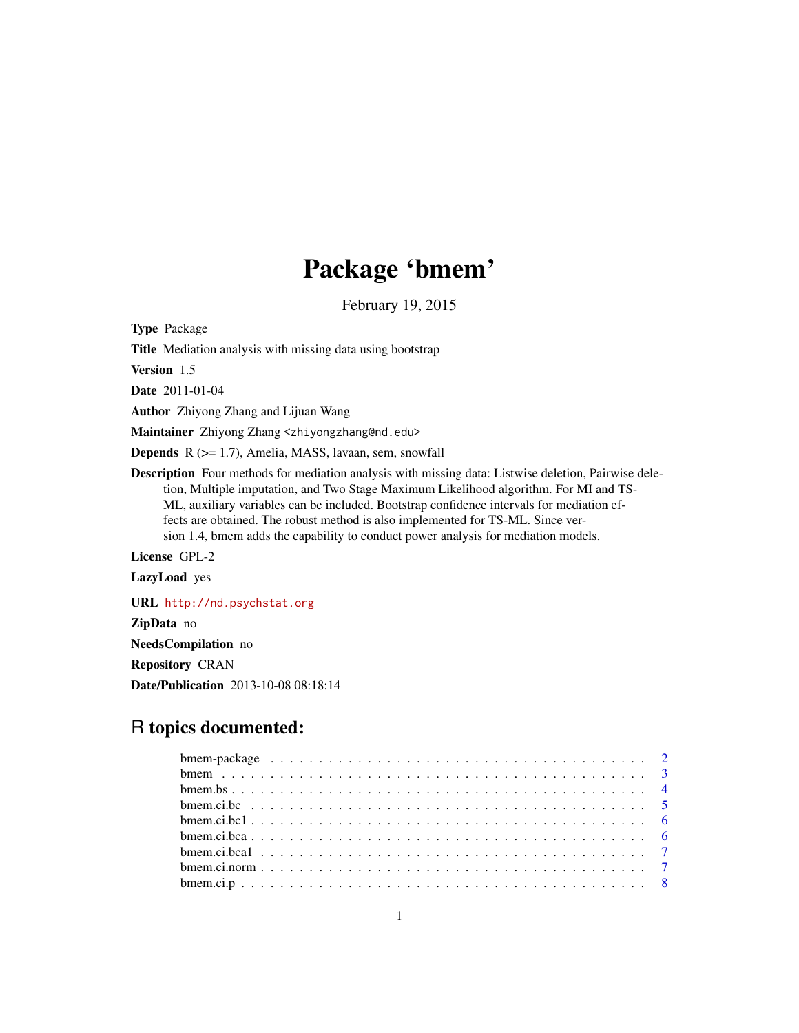# Package 'bmem'

February 19, 2015

**Type** Package

**Title** Mediation analysis with missing data using bootstrap

**Version** 1.5

**Date** 2011-01-04

**Author** Zhiyong Zhang and Lijuan Wang

**Maintainer** Zhiyong Zhang <zhiyongzhang@nd.edu>

**Depends** R (>= 1.7), Amelia, MASS, lavaan, sem, snowfall

**Description** Four methods for mediation analysis with missing data: Listwise deletion, Pairwise deletion, Multiple imputation, and Two Stage Maximum Likelihood algorithm. For MI and TS-ML, auxiliary variables can be included. Bootstrap confidence intervals for mediation effects are obtained. The robust method is also implemented for TS-ML. Since version 1.4, bmem adds the capability to conduct power analysis for mediation models.

**License** GPL-2

**LazyLoad** yes

**URL** http://nd.psychstat.org

**ZipData** no

**NeedsCompilation** no

**Repository** CRAN

**Date/Publication** 2013-10-08 08:18:14

## R topics documented:

bmem-package . . . . . . . . . . . . . . . . . . . . . . . . . . . . . . . . . . . . . . . . 2
bmem . . . . . . . . . . . . . . . . . . . . . . . . . . . . . . . . . . . . . . . . . . . . 3
bmem.bs . . . . . . . . . . . . . . . . . . . . . . . . . . . . . . . . . . . . . . . . . . . 4
bmem.ci.bc . . . . . . . . . . . . . . . . . . . . . . . . . . . . . . . . . . . . . . . . . 5
bmem.ci.bc1 . . . . . . . . . . . . . . . . . . . . . . . . . . . . . . . . . . . . . . . . 6
bmem.ci.bca . . . . . . . . . . . . . . . . . . . . . . . . . . . . . . . . . . . . . . . . 6
bmem.ci.bca1 . . . . . . . . . . . . . . . . . . . . . . . . . . . . . . . . . . . . . . . 7
bmem.ci.norm . . . . . . . . . . . . . . . . . . . . . . . . . . . . . . . . . . . . . . . 7
bmem.ci.p . . . . . . . . . . . . . . . . . . . . . . . . . . . . . . . . . . . . . . . . . . 8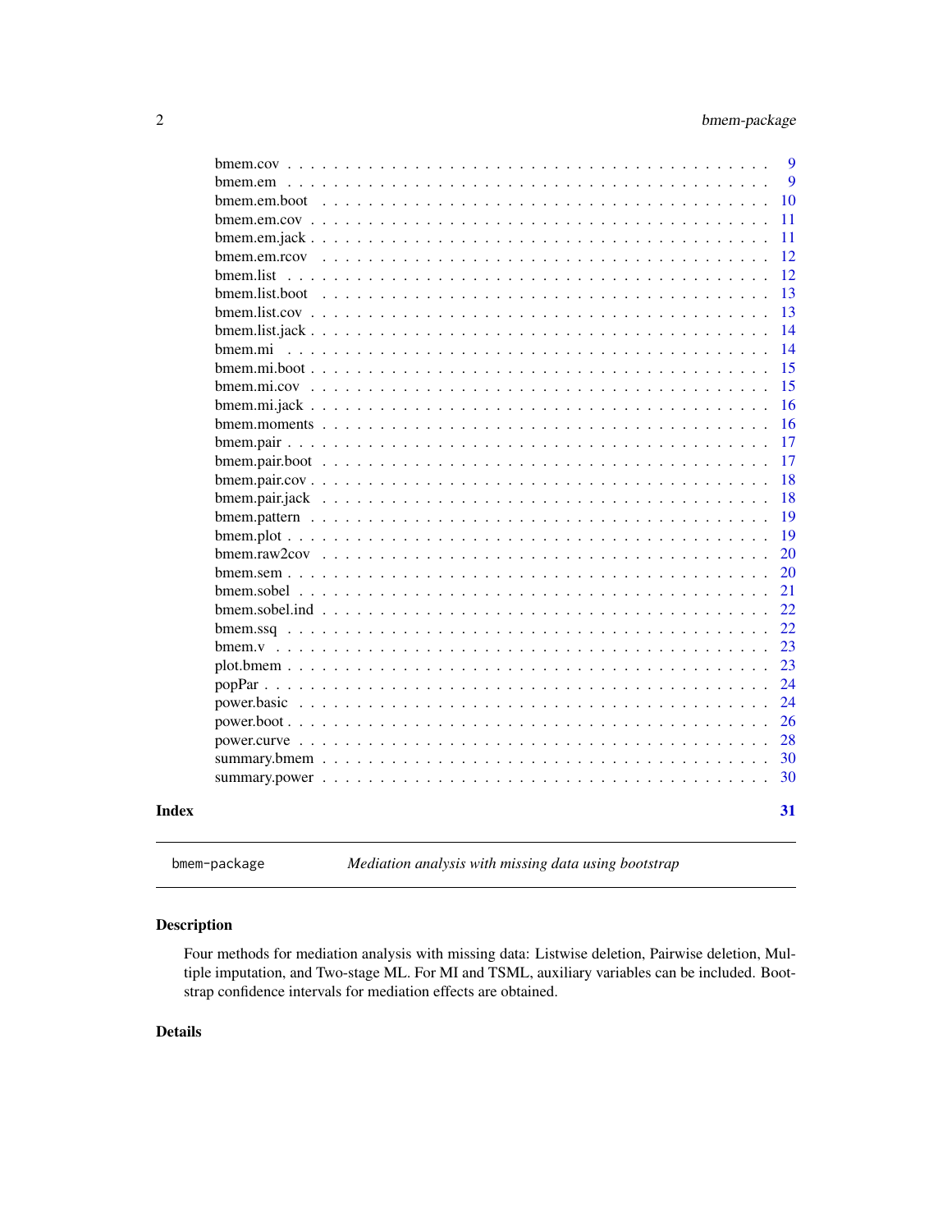| | |
|---|---|
| bmem.cov | 9 |
| bmem.em | 9 |
| bmem.em.boot | 10 |
| bmem.em.cov | 11 |
| bmem.em.jack | 11 |
| bmem.em.rcov | 12 |
| bmem.list | 12 |
| bmem.list.boot | 13 |
| bmem.list.cov | 13 |
| bmem.list.jack | 14 |
| bmem.mi | 14 |
| bmem.mi.boot | 15 |
| bmem.mi.cov | 15 |
| bmem.mi.jack | 16 |
| bmem.moments | 16 |
| bmem.pair | 17 |
| bmem.pair.boot | 17 |
| bmem.pair.cov | 18 |
| bmem.pair.jack | 18 |
| bmem.pattern | 19 |
| bmem.plot | 19 |
| bmem.raw2cov | 20 |
| bmem.sem | 20 |
| bmem.sobel | 21 |
| bmem.sobel.ind | 22 |
| bmem.ssq | 22 |
| bmem.v | 23 |
| plot.bmem | 23 |
| popPar | 24 |
| power.basic | 24 |
| power.boot | 26 |
| power.curve | 28 |
| summary.bmem | 30 |
| summary.power | 30 |

**Index** **31**

---

bmem-package *Mediation analysis with missing data using bootstrap*

---

## Description

Four methods for mediation analysis with missing data: Listwise deletion, Pairwise deletion, Multiple imputation, and Two-stage ML. For MI and TSML, auxiliary variables can be included. Bootstrap confidence intervals for mediation effects are obtained.

## Details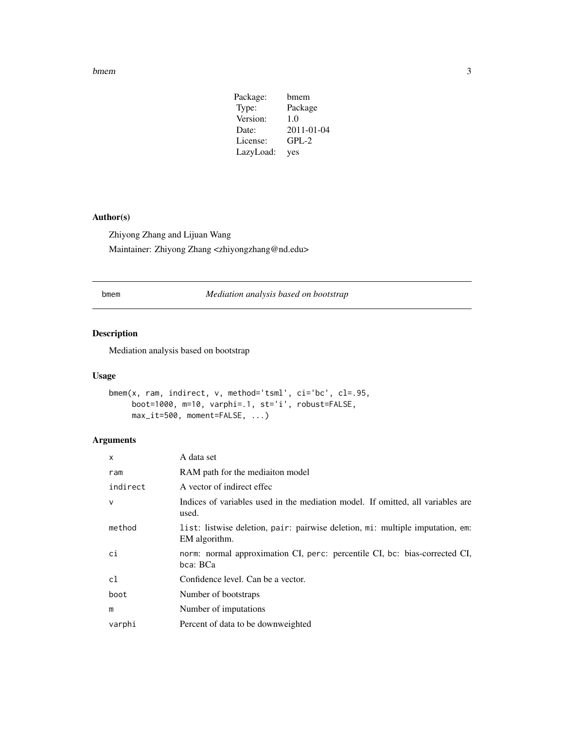| | |
|---|---|
| Package: | bmem |
| Type: | Package |
| Version: | 1.0 |
| Date: | 2011-01-04 |
| License: | GPL-2 |
| LazyLoad: | yes |

## Author(s)

Zhiyong Zhang and Lijuan Wang

Maintainer: Zhiyong Zhang <zhiyongzhang@nd.edu>

---

# bmem — *Mediation analysis based on bootstrap*

---

## Description

Mediation analysis based on bootstrap

## Usage

```
bmem(x, ram, indirect, v, method='tsml', ci='bc', cl=.95,
     boot=1000, m=10, varphi=.1, st='i', robust=FALSE,
     max_it=500, moment=FALSE, ...)
```

## Arguments

| | |
|---|---|
| x | A data set |
| ram | RAM path for the mediaiton model |
| indirect | A vector of indirect effec |
| v | Indices of variables used in the mediation model. If omitted, all variables are used. |
| method | list: listwise deletion, pair: pairwise deletion, mi: multiple imputation, em: EM algorithm. |
| ci | norm: normal approximation CI, perc: percentile CI, bc: bias-corrected CI, bca: BCa |
| cl | Confidence level. Can be a vector. |
| boot | Number of bootstraps |
| m | Number of imputations |
| varphi | Percent of data to be downweighted |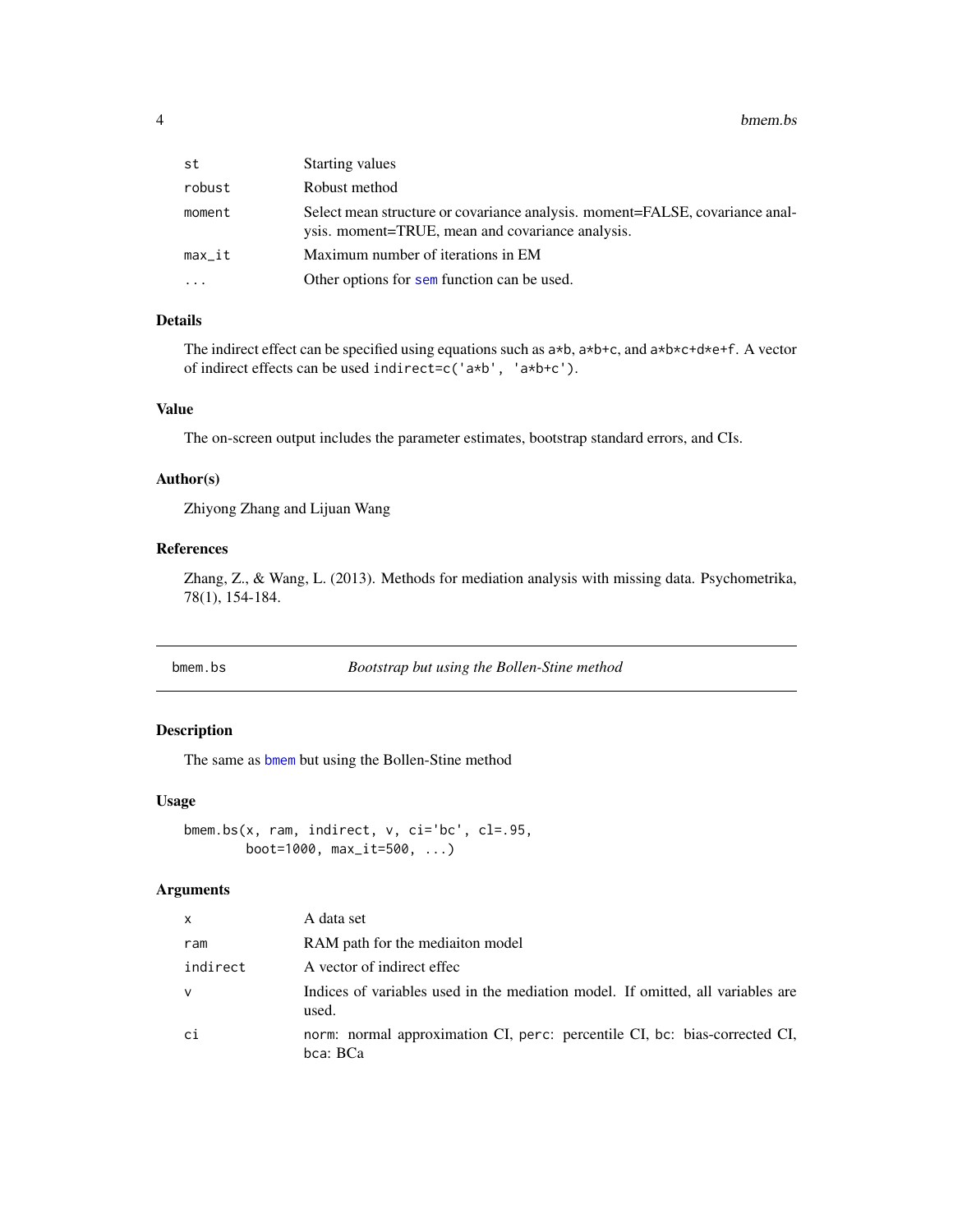| | |
|---|---|
| st | Starting values |
| robust | Robust method |
| moment | Select mean structure or covariance analysis. moment=FALSE, covariance analysis. moment=TRUE, mean and covariance analysis. |
| max_it | Maximum number of iterations in EM |
| ... | Other options for sem function can be used. |

### Details

The indirect effect can be specified using equations such as a*b, a*b+c, and a*b*c+d*e+f. A vector of indirect effects can be used indirect=c('a*b', 'a*b+c').

### Value

The on-screen output includes the parameter estimates, bootstrap standard errors, and CIs.

### Author(s)

Zhiyong Zhang and Lijuan Wang

### References

Zhang, Z., & Wang, L. (2013). Methods for mediation analysis with missing data. Psychometrika, 78(1), 154-184.

---

## bmem.bs — *Bootstrap but using the Bollen-Stine method*

### Description

The same as bmem but using the Bollen-Stine method

### Usage

```
bmem.bs(x, ram, indirect, v, ci='bc', cl=.95,
        boot=1000, max_it=500, ...)
```

### Arguments

| | |
|---|---|
| x | A data set |
| ram | RAM path for the mediaiton model |
| indirect | A vector of indirect effec |
| v | Indices of variables used in the mediation model. If omitted, all variables are used. |
| ci | norm: normal approximation CI, perc: percentile CI, bc: bias-corrected CI, bca: BCa |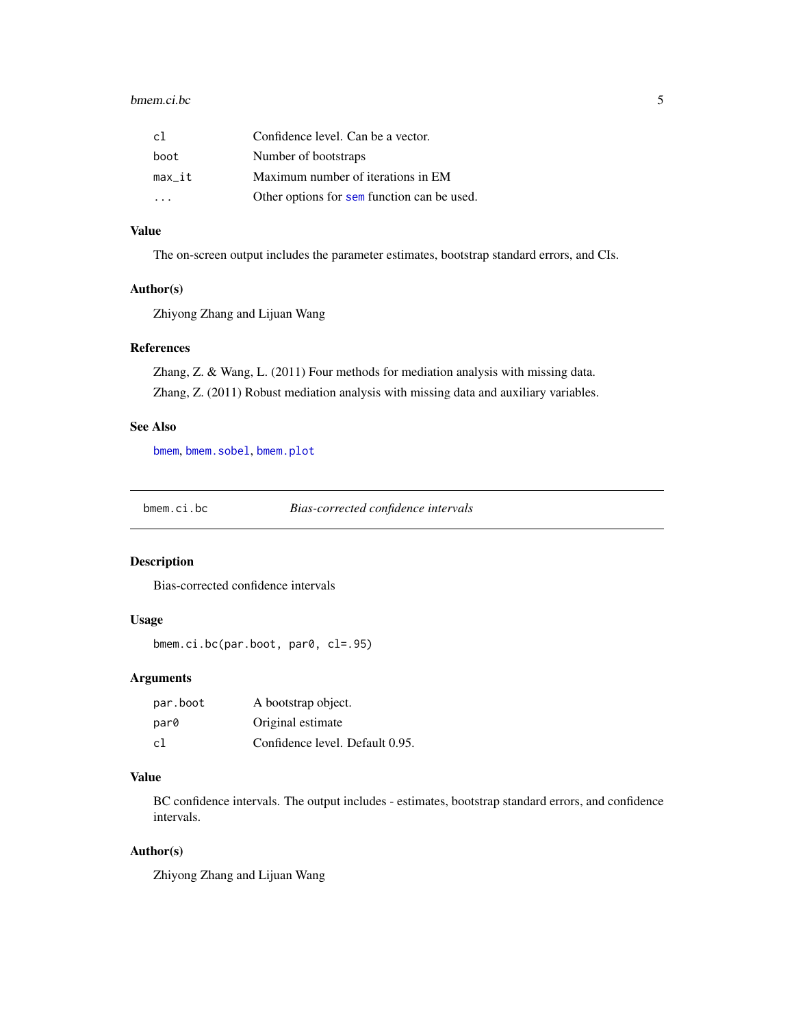| | |
|---|---|
| cl | Confidence level. Can be a vector. |
| boot | Number of bootstraps |
| max_it | Maximum number of iterations in EM |
| ... | Other options for sem function can be used. |

### Value

The on-screen output includes the parameter estimates, bootstrap standard errors, and CIs.

### Author(s)

Zhiyong Zhang and Lijuan Wang

### References

Zhang, Z. & Wang, L. (2011) Four methods for mediation analysis with missing data.

Zhang, Z. (2011) Robust mediation analysis with missing data and auxiliary variables.

### See Also

bmem, bmem.sobel, bmem.plot

---

## bmem.ci.bc — *Bias-corrected confidence intervals*

---

### Description

Bias-corrected confidence intervals

### Usage

```
bmem.ci.bc(par.boot, par0, cl=.95)
```

### Arguments

| | |
|---|---|
| par.boot | A bootstrap object. |
| par0 | Original estimate |
| cl | Confidence level. Default 0.95. |

### Value

BC confidence intervals. The output includes - estimates, bootstrap standard errors, and confidence intervals.

### Author(s)

Zhiyong Zhang and Lijuan Wang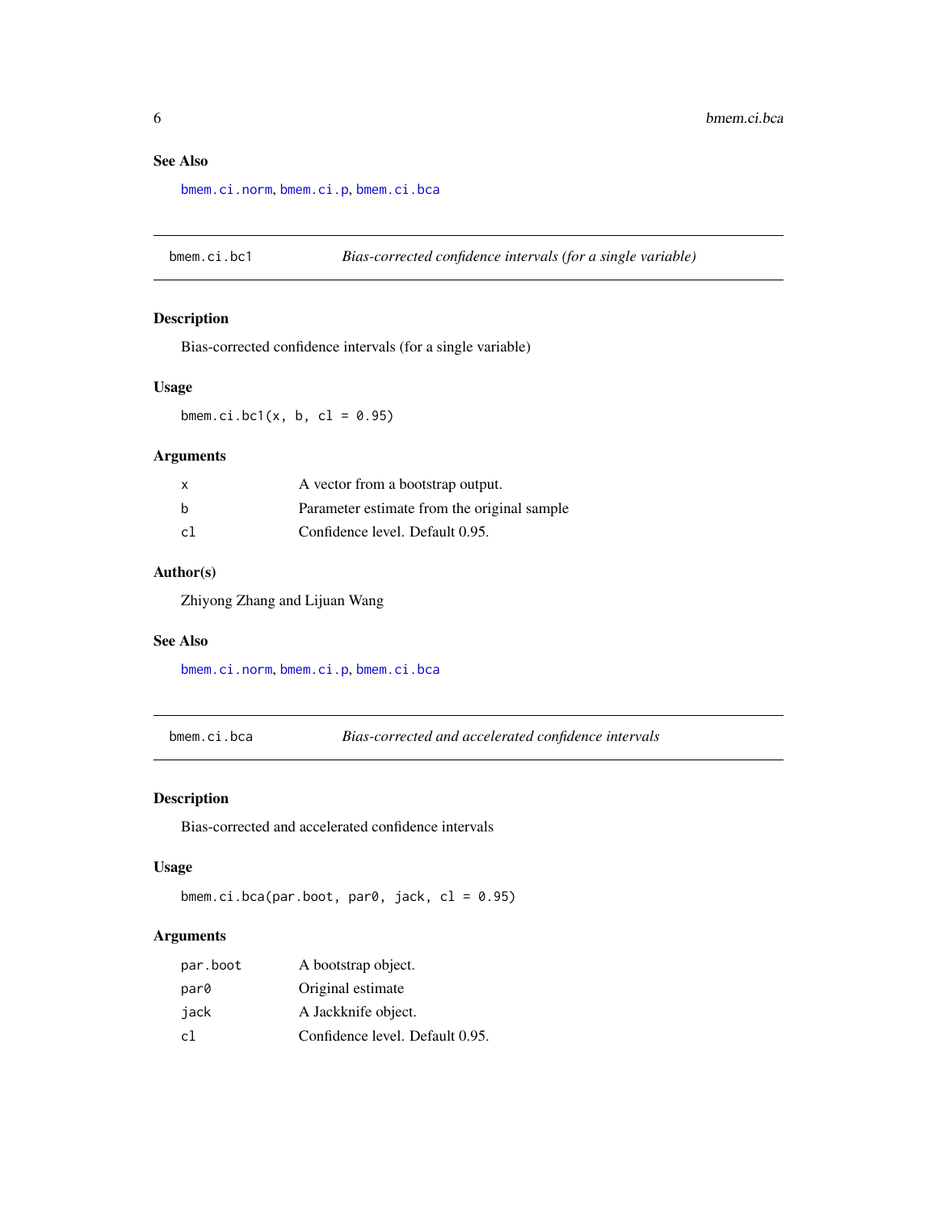## See Also

bmem.ci.norm, bmem.ci.p, bmem.ci.bca

---

## bmem.ci.bc1 — *Bias-corrected confidence intervals (for a single variable)*

### Description

Bias-corrected confidence intervals (for a single variable)

### Usage

```
bmem.ci.bc1(x, b, cl = 0.95)
```

### Arguments

| | |
|---|---|
| x | A vector from a bootstrap output. |
| b | Parameter estimate from the original sample |
| cl | Confidence level. Default 0.95. |

### Author(s)

Zhiyong Zhang and Lijuan Wang

### See Also

bmem.ci.norm, bmem.ci.p, bmem.ci.bca

---

## bmem.ci.bca — *Bias-corrected and accelerated confidence intervals*

### Description

Bias-corrected and accelerated confidence intervals

### Usage

```
bmem.ci.bca(par.boot, par0, jack, cl = 0.95)
```

### Arguments

| | |
|---|---|
| par.boot | A bootstrap object. |
| par0 | Original estimate |
| jack | A Jackknife object. |
| cl | Confidence level. Default 0.95. |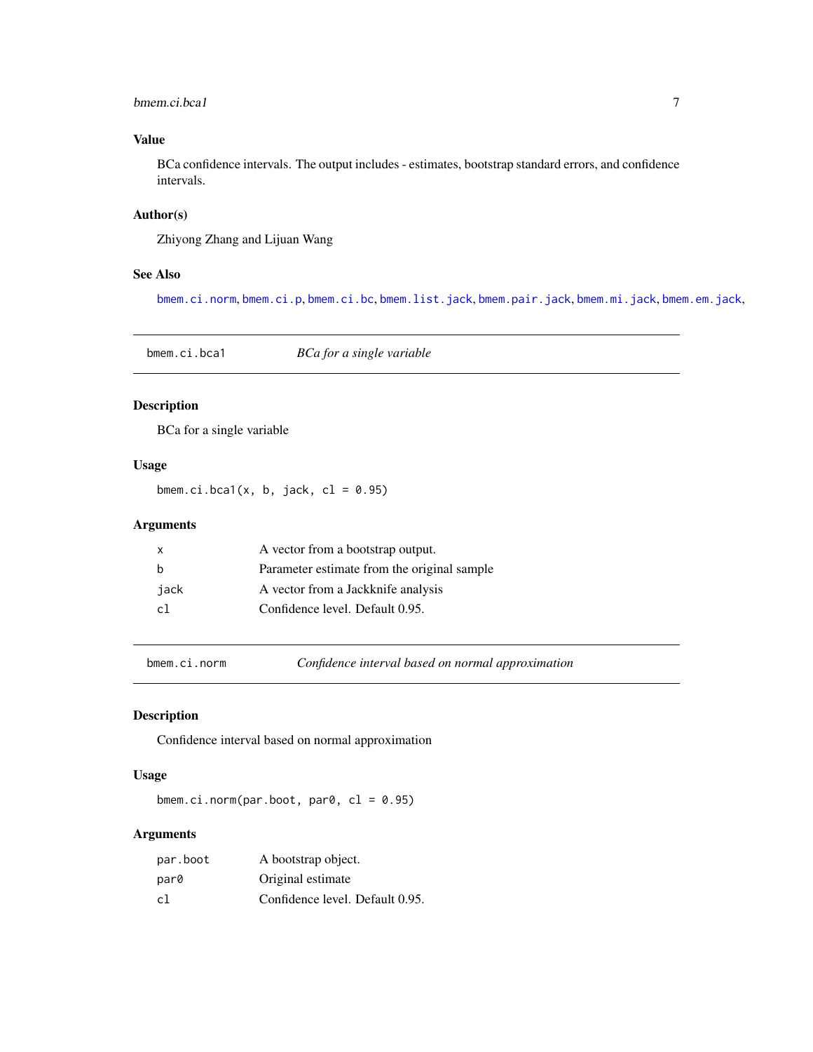### Value

BCa confidence intervals. The output includes - estimates, bootstrap standard errors, and confidence intervals.

### Author(s)

Zhiyong Zhang and Lijuan Wang

### See Also

`bmem.ci.norm`, `bmem.ci.p`, `bmem.ci.bc`, `bmem.list.jack`, `bmem.pair.jack`, `bmem.mi.jack`, `bmem.em.jack`,

---

## bmem.ci.bca1 — *BCa for a single variable*

### Description

BCa for a single variable

### Usage

```
bmem.ci.bca1(x, b, jack, cl = 0.95)
```

### Arguments

| | |
|---|---|
| `x` | A vector from a bootstrap output. |
| `b` | Parameter estimate from the original sample |
| `jack` | A vector from a Jackknife analysis |
| `cl` | Confidence level. Default 0.95. |

---

## bmem.ci.norm — *Confidence interval based on normal approximation*

### Description

Confidence interval based on normal approximation

### Usage

```
bmem.ci.norm(par.boot, par0, cl = 0.95)
```

### Arguments

| | |
|---|---|
| `par.boot` | A bootstrap object. |
| `par0` | Original estimate |
| `cl` | Confidence level. Default 0.95. |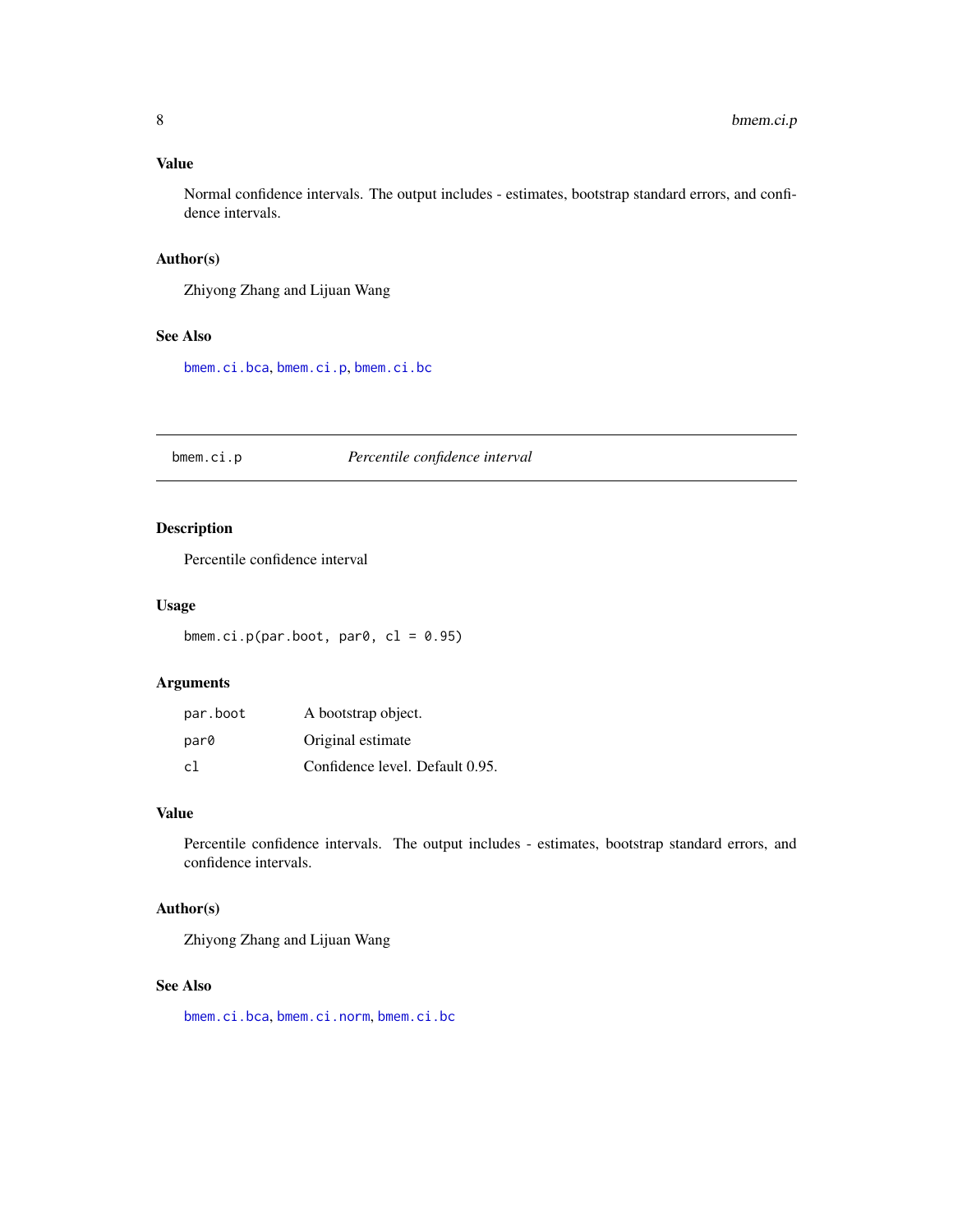## Value

Normal confidence intervals. The output includes - estimates, bootstrap standard errors, and confidence intervals.

## Author(s)

Zhiyong Zhang and Lijuan Wang

## See Also

`bmem.ci.bca`, `bmem.ci.p`, `bmem.ci.bc`

---

# bmem.ci.p — *Percentile confidence interval*

## Description

Percentile confidence interval

## Usage

```
bmem.ci.p(par.boot, par0, cl = 0.95)
```

## Arguments

| | |
|---|---|
| `par.boot` | A bootstrap object. |
| `par0` | Original estimate |
| `cl` | Confidence level. Default 0.95. |

## Value

Percentile confidence intervals. The output includes - estimates, bootstrap standard errors, and confidence intervals.

## Author(s)

Zhiyong Zhang and Lijuan Wang

## See Also

`bmem.ci.bca`, `bmem.ci.norm`, `bmem.ci.bc`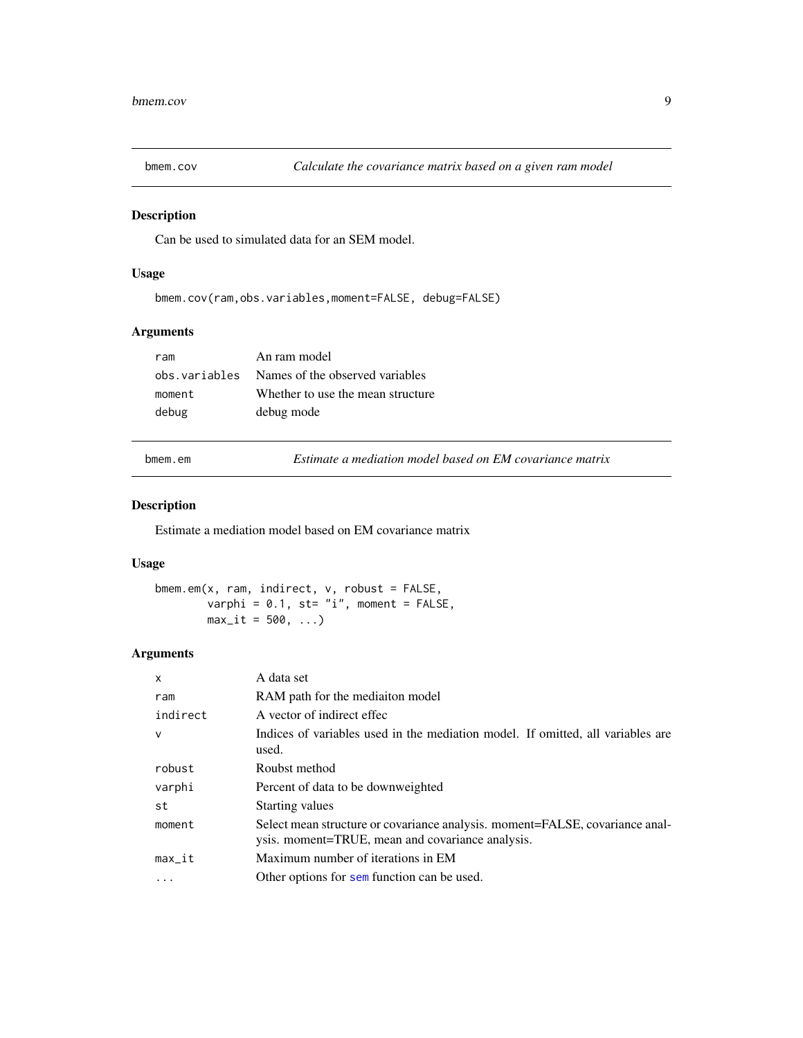## bmem.cov — *Calculate the covariance matrix based on a given ram model*

### Description

Can be used to simulated data for an SEM model.

### Usage

```
bmem.cov(ram,obs.variables,moment=FALSE, debug=FALSE)
```

### Arguments

| | |
|---|---|
| ram | An ram model |
| obs.variables | Names of the observed variables |
| moment | Whether to use the mean structure |
| debug | debug mode |

## bmem.em — *Estimate a mediation model based on EM covariance matrix*

### Description

Estimate a mediation model based on EM covariance matrix

### Usage

```
bmem.em(x, ram, indirect, v, robust = FALSE,
        varphi = 0.1, st= "i", moment = FALSE,
        max_it = 500, ...)
```

### Arguments

| | |
|---|---|
| x | A data set |
| ram | RAM path for the mediaiton model |
| indirect | A vector of indirect effec |
| v | Indices of variables used in the mediation model. If omitted, all variables are used. |
| robust | Roubst method |
| varphi | Percent of data to be downweighted |
| st | Starting values |
| moment | Select mean structure or covariance analysis. moment=FALSE, covariance analysis. moment=TRUE, mean and covariance analysis. |
| max_it | Maximum number of iterations in EM |
| ... | Other options for sem function can be used. |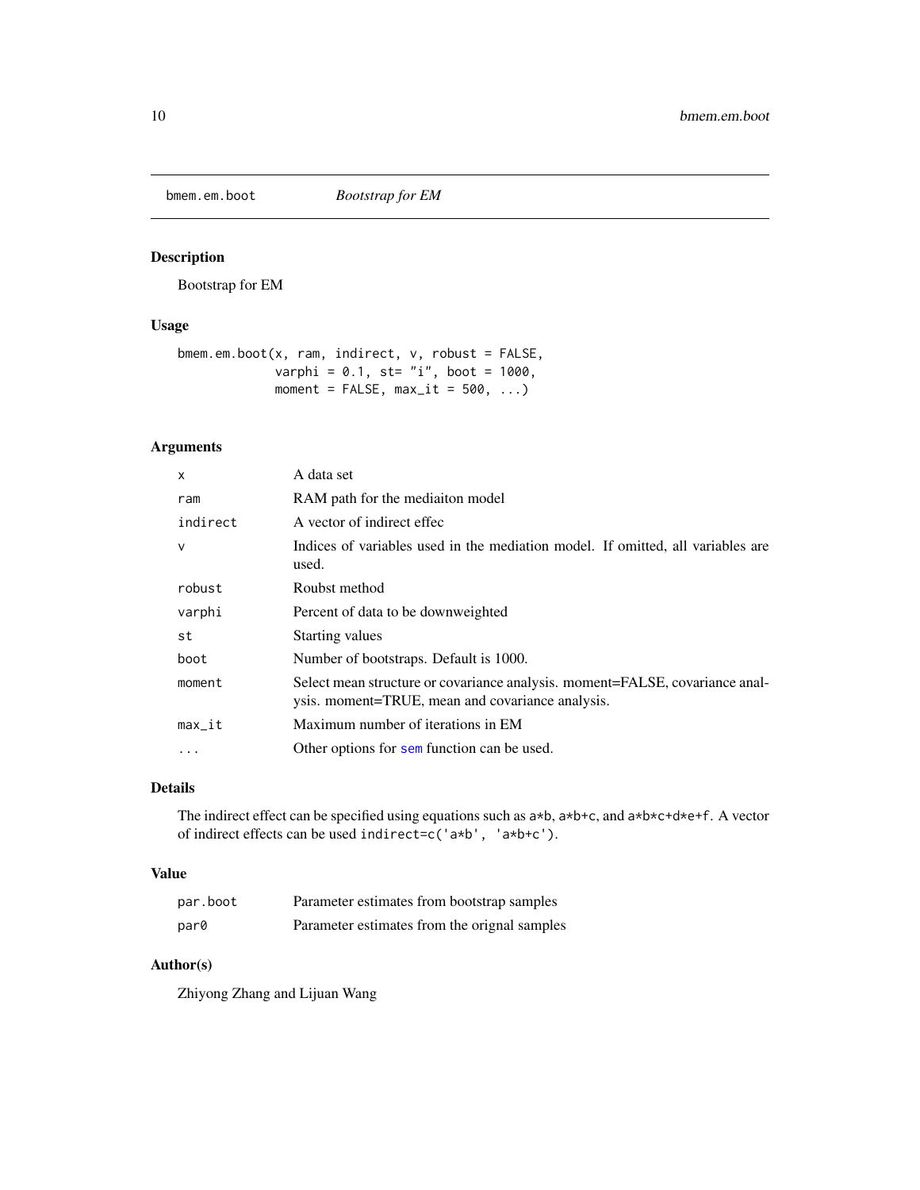bmem.em.boot *Bootstrap for EM*

## Description

Bootstrap for EM

## Usage

```
bmem.em.boot(x, ram, indirect, v, robust = FALSE,
             varphi = 0.1, st= "i", boot = 1000,
             moment = FALSE, max_it = 500, ...)
```

## Arguments

| | |
|---|---|
| x | A data set |
| ram | RAM path for the mediaiton model |
| indirect | A vector of indirect effec |
| v | Indices of variables used in the mediation model. If omitted, all variables are used. |
| robust | Roubst method |
| varphi | Percent of data to be downweighted |
| st | Starting values |
| boot | Number of bootstraps. Default is 1000. |
| moment | Select mean structure or covariance analysis. moment=FALSE, covariance analysis. moment=TRUE, mean and covariance analysis. |
| max_it | Maximum number of iterations in EM |
| ... | Other options for sem function can be used. |

## Details

The indirect effect can be specified using equations such as a*b, a*b+c, and a*b*c+d*e+f. A vector of indirect effects can be used indirect=c('a*b', 'a*b+c').

## Value

| | |
|---|---|
| par.boot | Parameter estimates from bootstrap samples |
| par0 | Parameter estimates from the orignal samples |

## Author(s)

Zhiyong Zhang and Lijuan Wang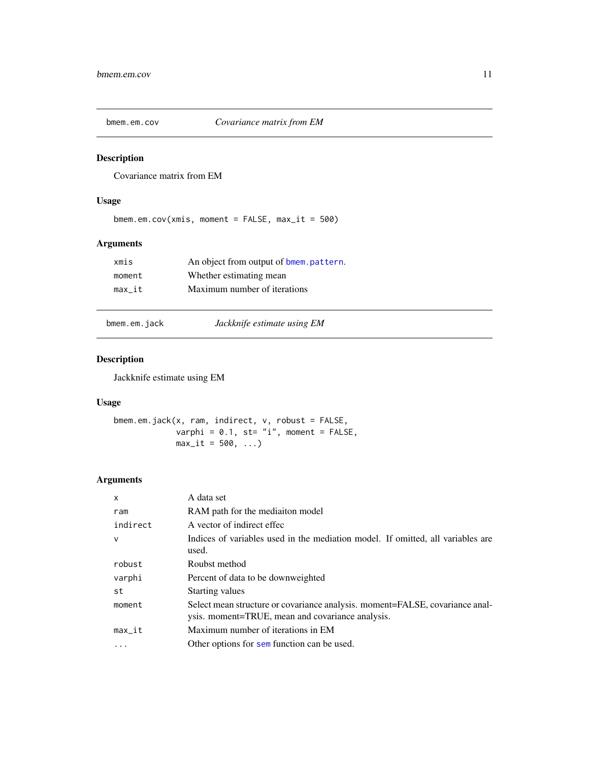## bmem.em.cov — *Covariance matrix from EM*

### Description

Covariance matrix from EM

### Usage

```
bmem.em.cov(xmis, moment = FALSE, max_it = 500)
```

### Arguments

| | |
|---|---|
| xmis | An object from output of bmem.pattern. |
| moment | Whether estimating mean |
| max_it | Maximum number of iterations |

## bmem.em.jack — *Jackknife estimate using EM*

### Description

Jackknife estimate using EM

### Usage

```
bmem.em.jack(x, ram, indirect, v, robust = FALSE,
             varphi = 0.1, st= "i", moment = FALSE,
             max_it = 500, ...)
```

### Arguments

| | |
|---|---|
| x | A data set |
| ram | RAM path for the mediaiton model |
| indirect | A vector of indirect effec |
| v | Indices of variables used in the mediation model. If omitted, all variables are used. |
| robust | Roubst method |
| varphi | Percent of data to be downweighted |
| st | Starting values |
| moment | Select mean structure or covariance analysis. moment=FALSE, covariance analysis. moment=TRUE, mean and covariance analysis. |
| max_it | Maximum number of iterations in EM |
| ... | Other options for sem function can be used. |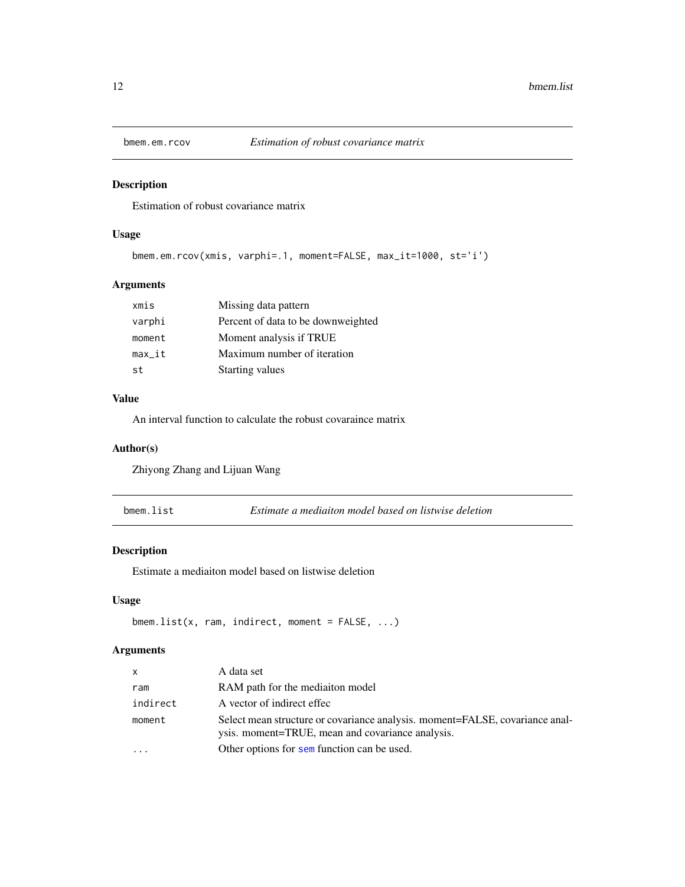## bmem.em.rcov — *Estimation of robust covariance matrix*

### Description

Estimation of robust covariance matrix

### Usage

```
bmem.em.rcov(xmis, varphi=.1, moment=FALSE, max_it=1000, st='i')
```

### Arguments

| | |
|---|---|
| `xmis` | Missing data pattern |
| `varphi` | Percent of data to be downweighted |
| `moment` | Moment analysis if TRUE |
| `max_it` | Maximum number of iteration |
| `st` | Starting values |

### Value

An interval function to calculate the robust covaraince matrix

### Author(s)

Zhiyong Zhang and Lijuan Wang

## bmem.list — *Estimate a mediaiton model based on listwise deletion*

### Description

Estimate a mediaiton model based on listwise deletion

### Usage

```
bmem.list(x, ram, indirect, moment = FALSE, ...)
```

### Arguments

| | |
|---|---|
| `x` | A data set |
| `ram` | RAM path for the mediaiton model |
| `indirect` | A vector of indirect effec |
| `moment` | Select mean structure or covariance analysis. moment=FALSE, covariance analysis. moment=TRUE, mean and covariance analysis. |
| `...` | Other options for `sem` function can be used. |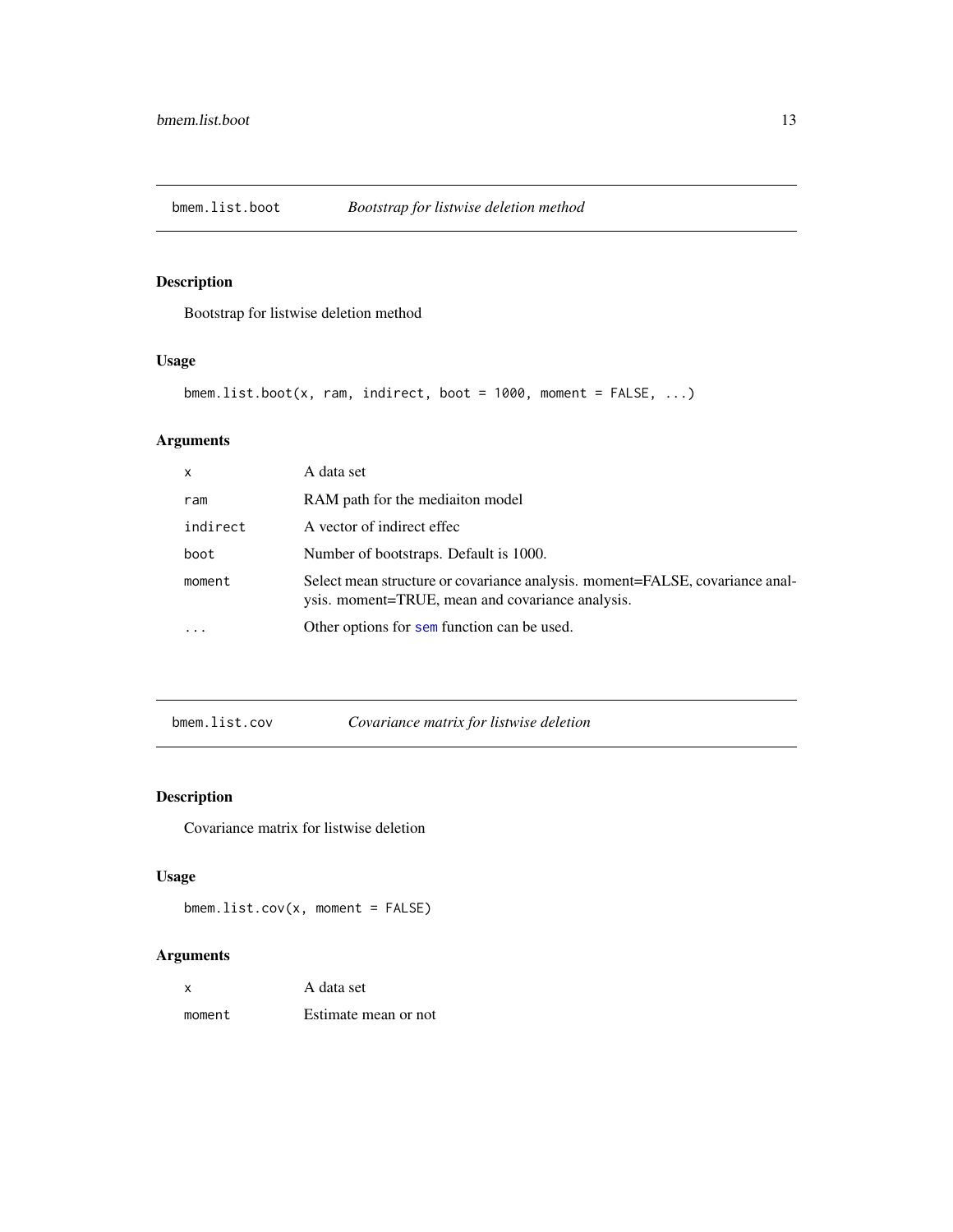## bmem.list.boot — *Bootstrap for listwise deletion method*

### Description

Bootstrap for listwise deletion method

### Usage

```
bmem.list.boot(x, ram, indirect, boot = 1000, moment = FALSE, ...)
```

### Arguments

| | |
|---|---|
| `x` | A data set |
| `ram` | RAM path for the mediaiton model |
| `indirect` | A vector of indirect effec |
| `boot` | Number of bootstraps. Default is 1000. |
| `moment` | Select mean structure or covariance analysis. moment=FALSE, covariance analysis. moment=TRUE, mean and covariance analysis. |
| `...` | Other options for `sem` function can be used. |

## bmem.list.cov — *Covariance matrix for listwise deletion*

### Description

Covariance matrix for listwise deletion

### Usage

```
bmem.list.cov(x, moment = FALSE)
```

### Arguments

| | |
|---|---|
| `x` | A data set |
| `moment` | Estimate mean or not |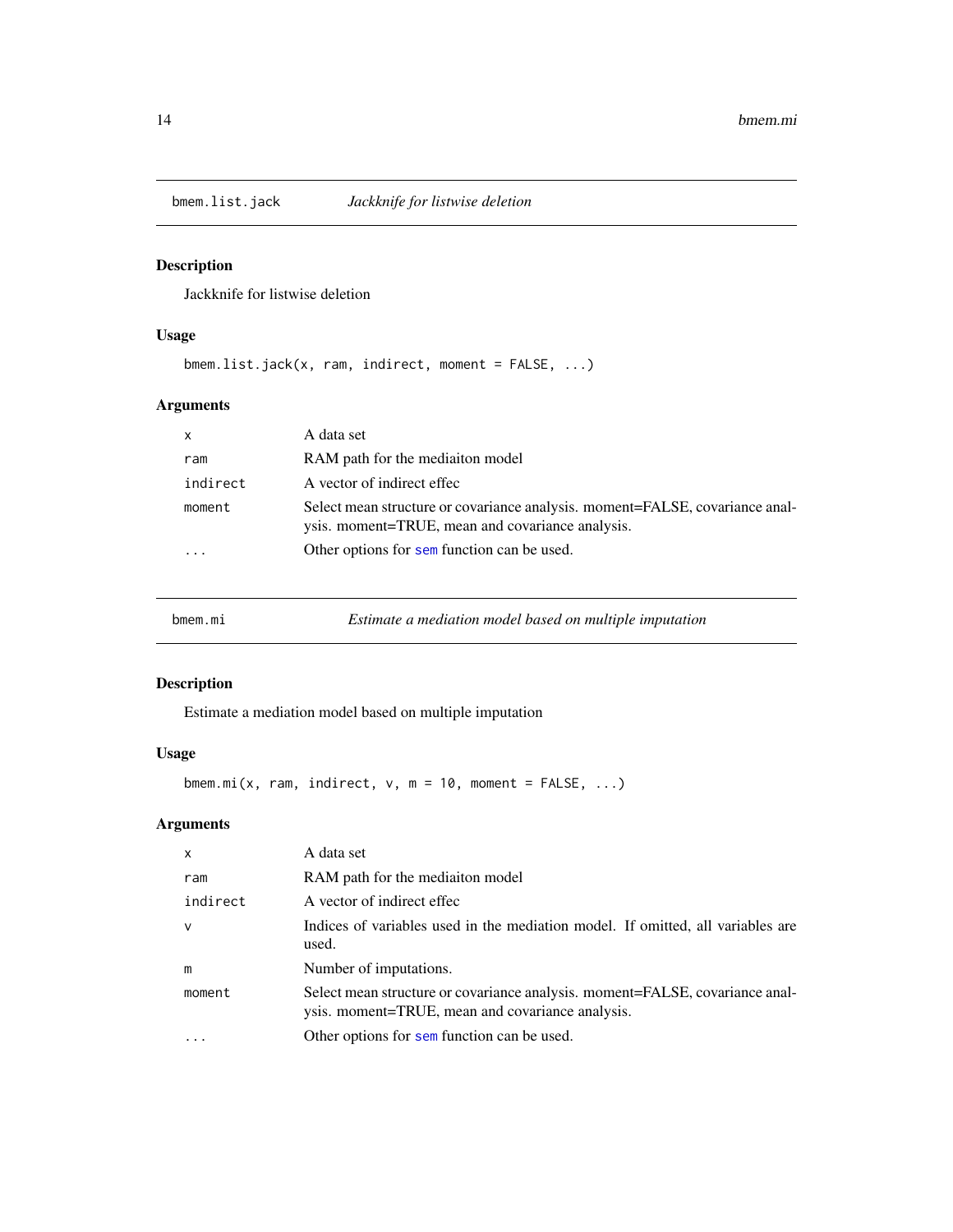## bmem.list.jack — *Jackknife for listwise deletion*

### Description

Jackknife for listwise deletion

### Usage

```
bmem.list.jack(x, ram, indirect, moment = FALSE, ...)
```

### Arguments

| | |
|---|---|
| `x` | A data set |
| `ram` | RAM path for the mediaiton model |
| `indirect` | A vector of indirect effec |
| `moment` | Select mean structure or covariance analysis. moment=FALSE, covariance analysis. moment=TRUE, mean and covariance analysis. |
| `...` | Other options for `sem` function can be used. |

## bmem.mi — *Estimate a mediation model based on multiple imputation*

### Description

Estimate a mediation model based on multiple imputation

### Usage

```
bmem.mi(x, ram, indirect, v, m = 10, moment = FALSE, ...)
```

### Arguments

| | |
|---|---|
| `x` | A data set |
| `ram` | RAM path for the mediaiton model |
| `indirect` | A vector of indirect effec |
| `v` | Indices of variables used in the mediation model. If omitted, all variables are used. |
| `m` | Number of imputations. |
| `moment` | Select mean structure or covariance analysis. moment=FALSE, covariance analysis. moment=TRUE, mean and covariance analysis. |
| `...` | Other options for `sem` function can be used. |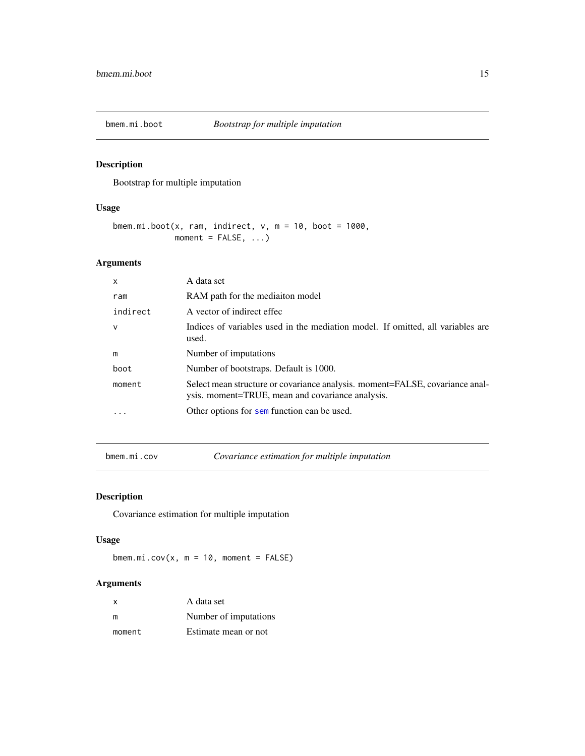## bmem.mi.boot *Bootstrap for multiple imputation*

### Description

Bootstrap for multiple imputation

### Usage

```
bmem.mi.boot(x, ram, indirect, v, m = 10, boot = 1000,
             moment = FALSE, ...)
```

### Arguments

| | |
|---|---|
| x | A data set |
| ram | RAM path for the mediaiton model |
| indirect | A vector of indirect effec |
| v | Indices of variables used in the mediation model. If omitted, all variables are used. |
| m | Number of imputations |
| boot | Number of bootstraps. Default is 1000. |
| moment | Select mean structure or covariance analysis. moment=FALSE, covariance analysis. moment=TRUE, mean and covariance analysis. |
| ... | Other options for sem function can be used. |

## bmem.mi.cov *Covariance estimation for multiple imputation*

### Description

Covariance estimation for multiple imputation

### Usage

```
bmem.mi.cov(x, m = 10, moment = FALSE)
```

### Arguments

| | |
|---|---|
| x | A data set |
| m | Number of imputations |
| moment | Estimate mean or not |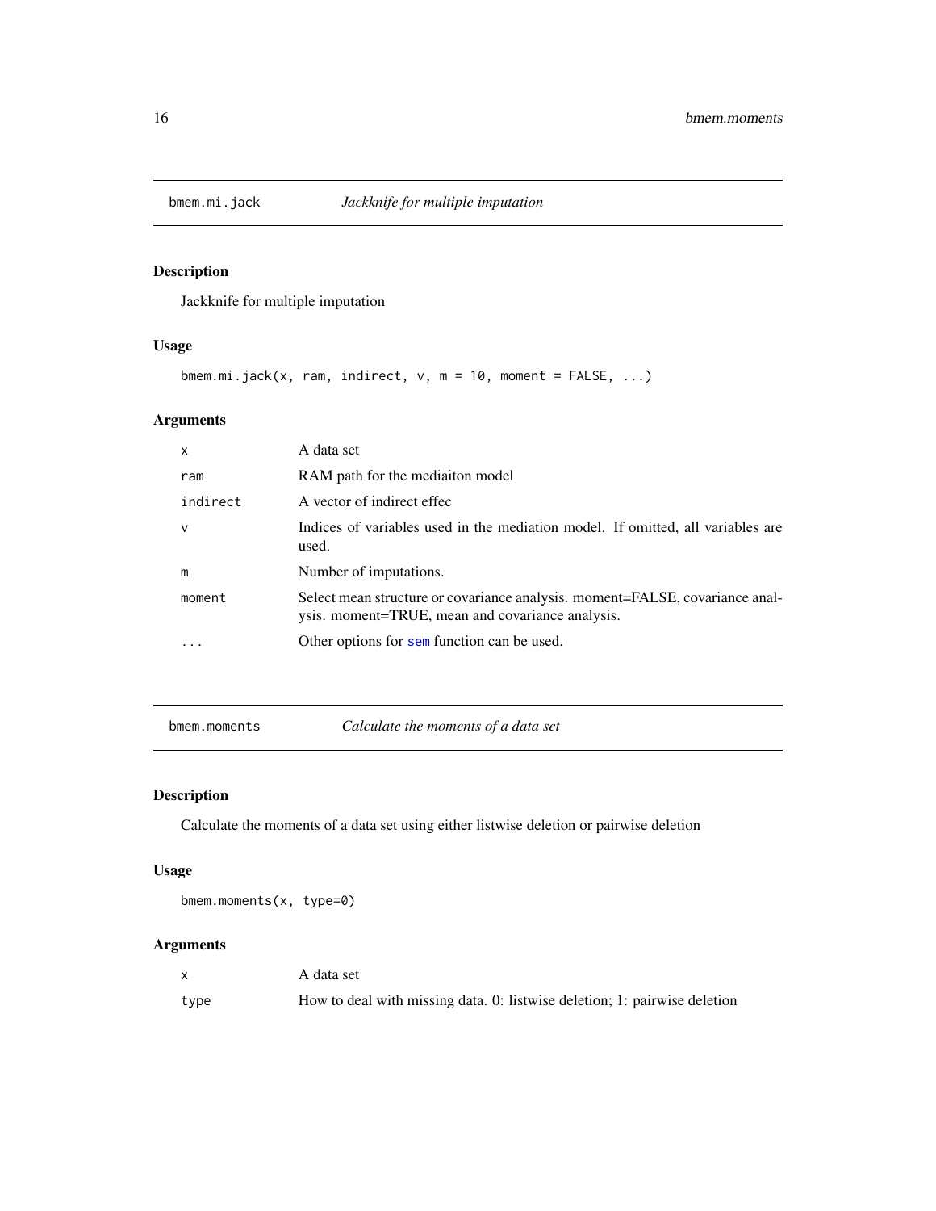## bmem.mi.jack *Jackknife for multiple imputation*

### Description

Jackknife for multiple imputation

### Usage

```
bmem.mi.jack(x, ram, indirect, v, m = 10, moment = FALSE, ...)
```

### Arguments

| | |
|---|---|
| x | A data set |
| ram | RAM path for the mediaiton model |
| indirect | A vector of indirect effec |
| v | Indices of variables used in the mediation model. If omitted, all variables are used. |
| m | Number of imputations. |
| moment | Select mean structure or covariance analysis. moment=FALSE, covariance analysis. moment=TRUE, mean and covariance analysis. |
| ... | Other options for sem function can be used. |

## bmem.moments *Calculate the moments of a data set*

### Description

Calculate the moments of a data set using either listwise deletion or pairwise deletion

### Usage

```
bmem.moments(x, type=0)
```

### Arguments

| | |
|---|---|
| x | A data set |
| type | How to deal with missing data. 0: listwise deletion; 1: pairwise deletion |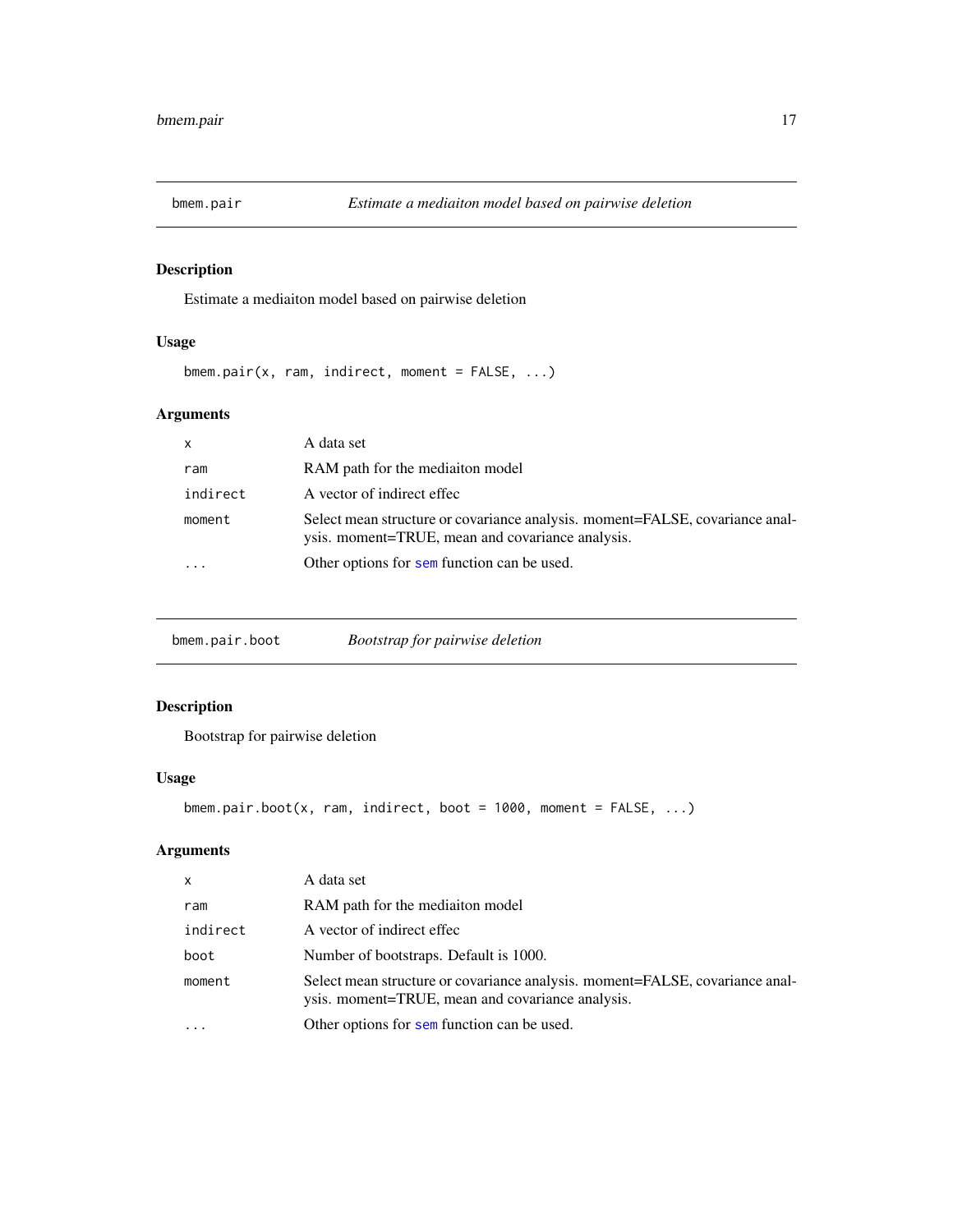## bmem.pair — *Estimate a mediaiton model based on pairwise deletion*

### Description

Estimate a mediaiton model based on pairwise deletion

### Usage

```
bmem.pair(x, ram, indirect, moment = FALSE, ...)
```

### Arguments

| | |
|---|---|
| `x` | A data set |
| `ram` | RAM path for the mediaiton model |
| `indirect` | A vector of indirect effec |
| `moment` | Select mean structure or covariance analysis. moment=FALSE, covariance analysis. moment=TRUE, mean and covariance analysis. |
| `...` | Other options for `sem` function can be used. |

## bmem.pair.boot — *Bootstrap for pairwise deletion*

### Description

Bootstrap for pairwise deletion

### Usage

```
bmem.pair.boot(x, ram, indirect, boot = 1000, moment = FALSE, ...)
```

### Arguments

| | |
|---|---|
| `x` | A data set |
| `ram` | RAM path for the mediaiton model |
| `indirect` | A vector of indirect effec |
| `boot` | Number of bootstraps. Default is 1000. |
| `moment` | Select mean structure or covariance analysis. moment=FALSE, covariance analysis. moment=TRUE, mean and covariance analysis. |
| `...` | Other options for `sem` function can be used. |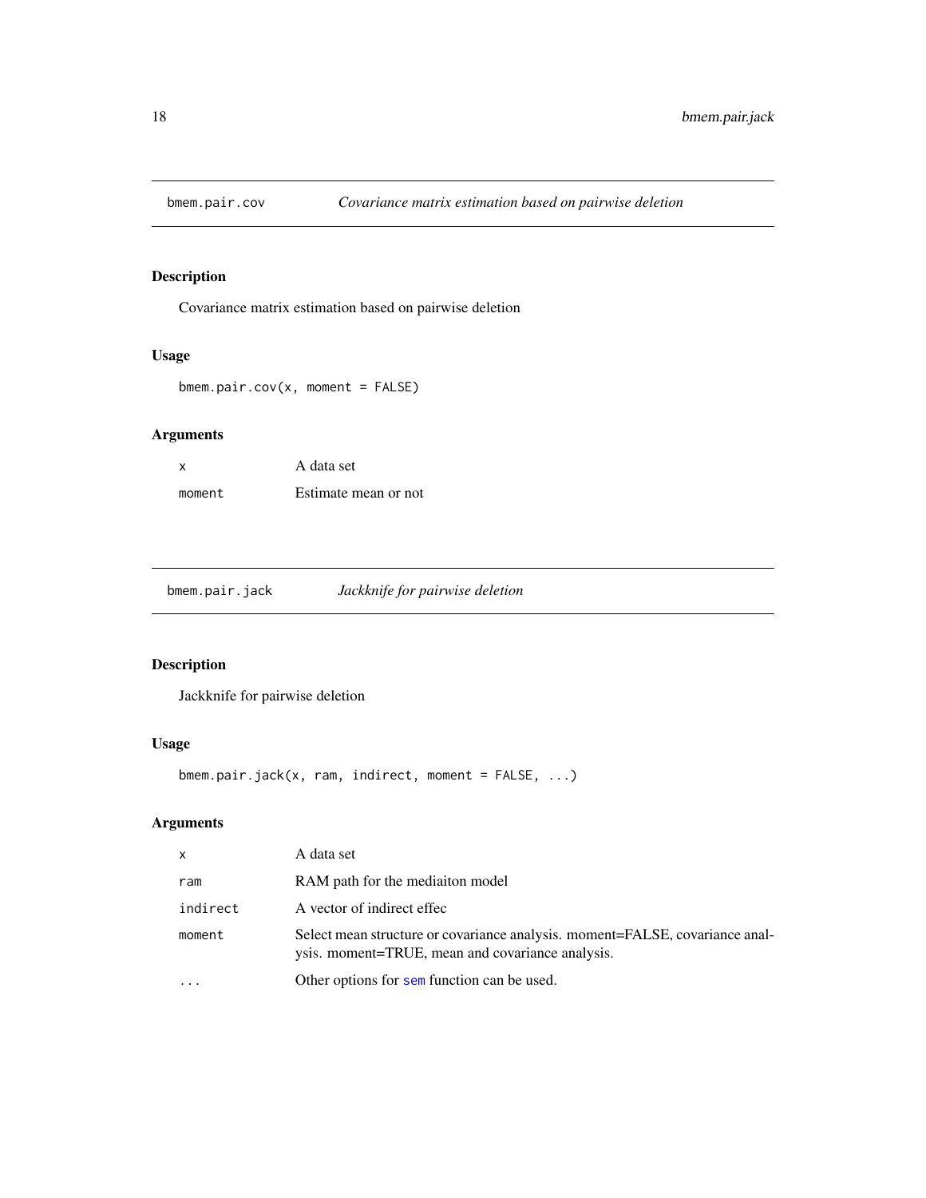## bmem.pair.cov — *Covariance matrix estimation based on pairwise deletion*

### Description

Covariance matrix estimation based on pairwise deletion

### Usage

```
bmem.pair.cov(x, moment = FALSE)
```

### Arguments

| | |
|---|---|
| x | A data set |
| moment | Estimate mean or not |

## bmem.pair.jack — *Jackknife for pairwise deletion*

### Description

Jackknife for pairwise deletion

### Usage

```
bmem.pair.jack(x, ram, indirect, moment = FALSE, ...)
```

### Arguments

| | |
|---|---|
| x | A data set |
| ram | RAM path for the mediaiton model |
| indirect | A vector of indirect effec |
| moment | Select mean structure or covariance analysis. moment=FALSE, covariance analysis. moment=TRUE, mean and covariance analysis. |
| ... | Other options for sem function can be used. |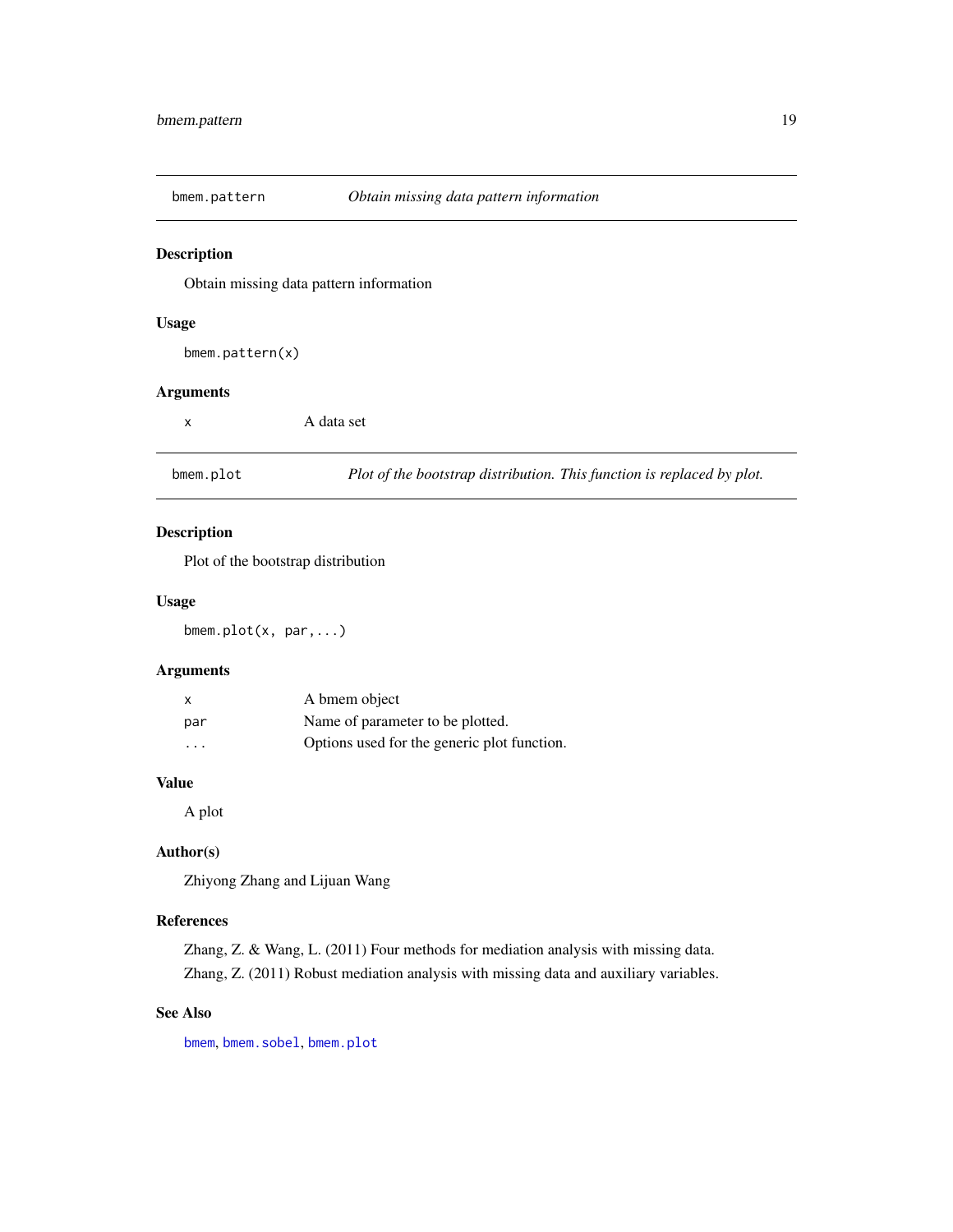## bmem.pattern — *Obtain missing data pattern information*

### Description

Obtain missing data pattern information

### Usage

```
bmem.pattern(x)
```

### Arguments

| | |
|---|---|
| x | A data set |

## bmem.plot — *Plot of the bootstrap distribution. This function is replaced by plot.*

### Description

Plot of the bootstrap distribution

### Usage

```
bmem.plot(x, par,...)
```

### Arguments

| | |
|---|---|
| x | A bmem object |
| par | Name of parameter to be plotted. |
| ... | Options used for the generic plot function. |

### Value

A plot

### Author(s)

Zhiyong Zhang and Lijuan Wang

### References

Zhang, Z. & Wang, L. (2011) Four methods for mediation analysis with missing data.

Zhang, Z. (2011) Robust mediation analysis with missing data and auxiliary variables.

### See Also

bmem, bmem.sobel, bmem.plot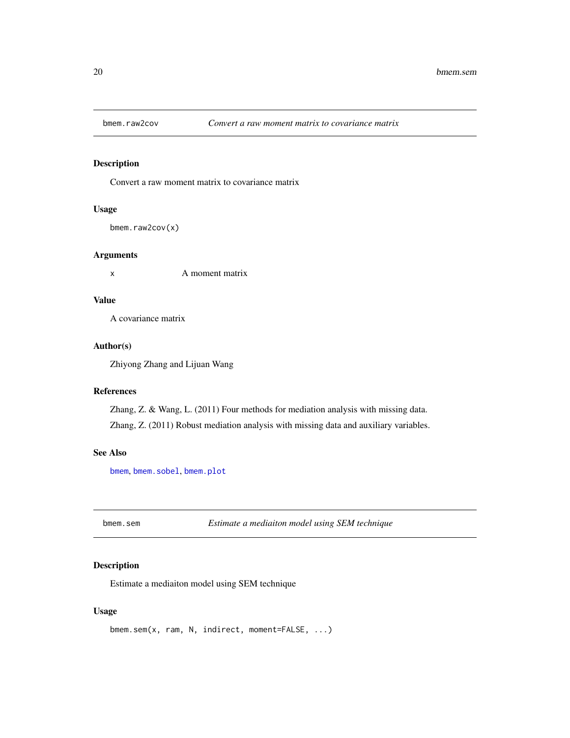## bmem.raw2cov — *Convert a raw moment matrix to covariance matrix*

### Description

Convert a raw moment matrix to covariance matrix

### Usage

```
bmem.raw2cov(x)
```

### Arguments

x — A moment matrix

### Value

A covariance matrix

### Author(s)

Zhiyong Zhang and Lijuan Wang

### References

Zhang, Z. & Wang, L. (2011) Four methods for mediation analysis with missing data.

Zhang, Z. (2011) Robust mediation analysis with missing data and auxiliary variables.

### See Also

bmem, bmem.sobel, bmem.plot

## bmem.sem — *Estimate a mediaiton model using SEM technique*

### Description

Estimate a mediaiton model using SEM technique

### Usage

```
bmem.sem(x, ram, N, indirect, moment=FALSE, ...)
```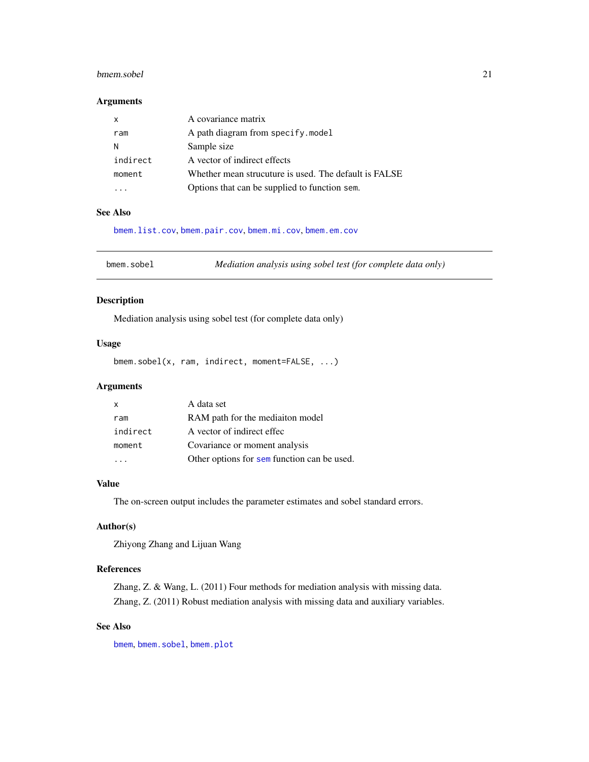### Arguments

| | |
|---|---|
| `x` | A covariance matrix |
| `ram` | A path diagram from `specify.model` |
| `N` | Sample size |
| `indirect` | A vector of indirect effects |
| `moment` | Whether mean strucuture is used. The default is FALSE |
| `...` | Options that can be supplied to function `sem`. |

### See Also

`bmem.list.cov`, `bmem.pair.cov`, `bmem.mi.cov`, `bmem.em.cov`

---

## bmem.sobel — *Mediation analysis using sobel test (for complete data only)*

### Description

Mediation analysis using sobel test (for complete data only)

### Usage

```
bmem.sobel(x, ram, indirect, moment=FALSE, ...)
```

### Arguments

| | |
|---|---|
| `x` | A data set |
| `ram` | RAM path for the mediaiton model |
| `indirect` | A vector of indirect effec |
| `moment` | Covariance or moment analysis |
| `...` | Other options for `sem` function can be used. |

### Value

The on-screen output includes the parameter estimates and sobel standard errors.

### Author(s)

Zhiyong Zhang and Lijuan Wang

### References

Zhang, Z. & Wang, L. (2011) Four methods for mediation analysis with missing data.

Zhang, Z. (2011) Robust mediation analysis with missing data and auxiliary variables.

### See Also

`bmem`, `bmem.sobel`, `bmem.plot`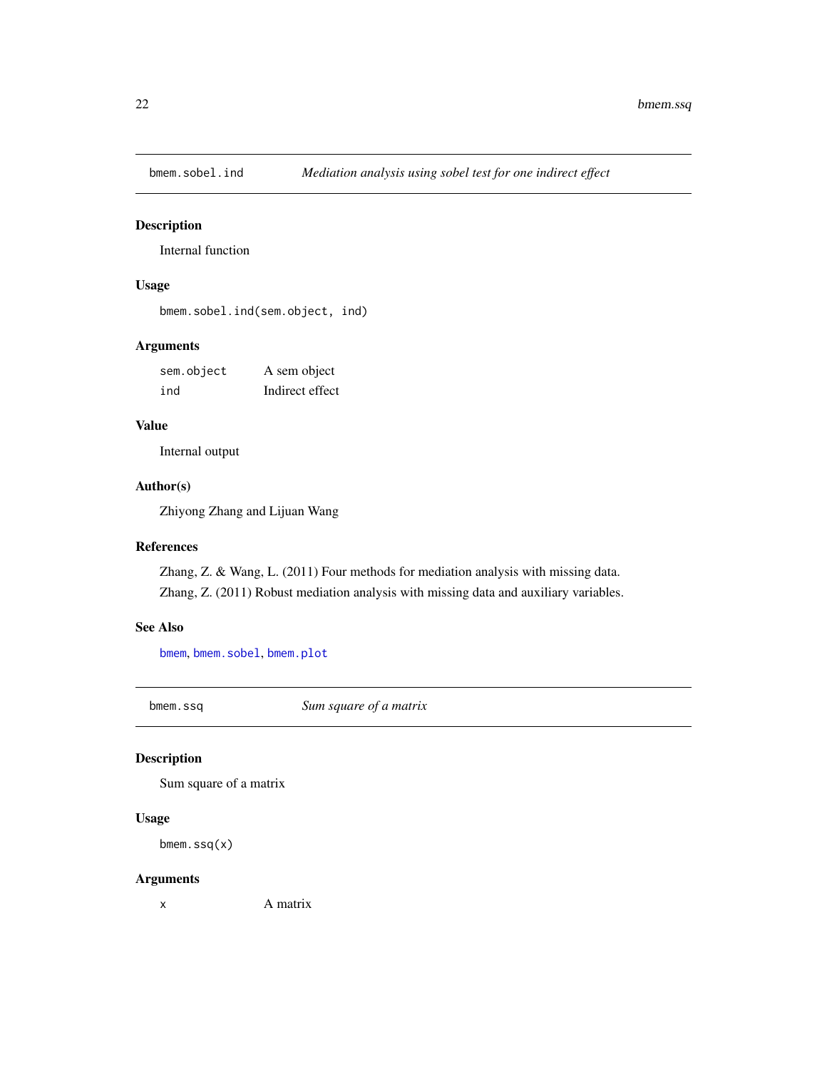## bmem.sobel.ind — *Mediation analysis using sobel test for one indirect effect*

### Description

Internal function

### Usage

```
bmem.sobel.ind(sem.object, ind)
```

### Arguments

| | |
|---|---|
| `sem.object` | A sem object |
| `ind` | Indirect effect |

### Value

Internal output

### Author(s)

Zhiyong Zhang and Lijuan Wang

### References

Zhang, Z. & Wang, L. (2011) Four methods for mediation analysis with missing data.

Zhang, Z. (2011) Robust mediation analysis with missing data and auxiliary variables.

### See Also

`bmem`, `bmem.sobel`, `bmem.plot`

## bmem.ssq — *Sum square of a matrix*

### Description

Sum square of a matrix

### Usage

```
bmem.ssq(x)
```

### Arguments

| | |
|---|---|
| `x` | A matrix |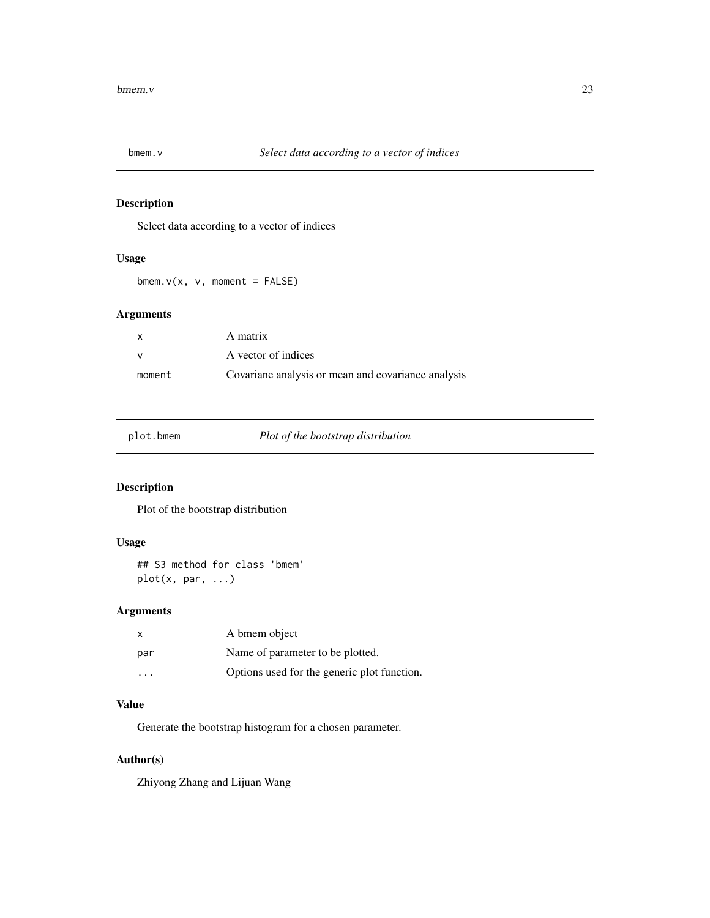## bmem.v — *Select data according to a vector of indices*

### Description

Select data according to a vector of indices

### Usage

```
bmem.v(x, v, moment = FALSE)
```

### Arguments

| | |
|---|---|
| x | A matrix |
| v | A vector of indices |
| moment | Covariane analysis or mean and covariance analysis |

## plot.bmem — *Plot of the bootstrap distribution*

### Description

Plot of the bootstrap distribution

### Usage

```
## S3 method for class 'bmem'
plot(x, par, ...)
```

### Arguments

| | |
|---|---|
| x | A bmem object |
| par | Name of parameter to be plotted. |
| ... | Options used for the generic plot function. |

### Value

Generate the bootstrap histogram for a chosen parameter.

### Author(s)

Zhiyong Zhang and Lijuan Wang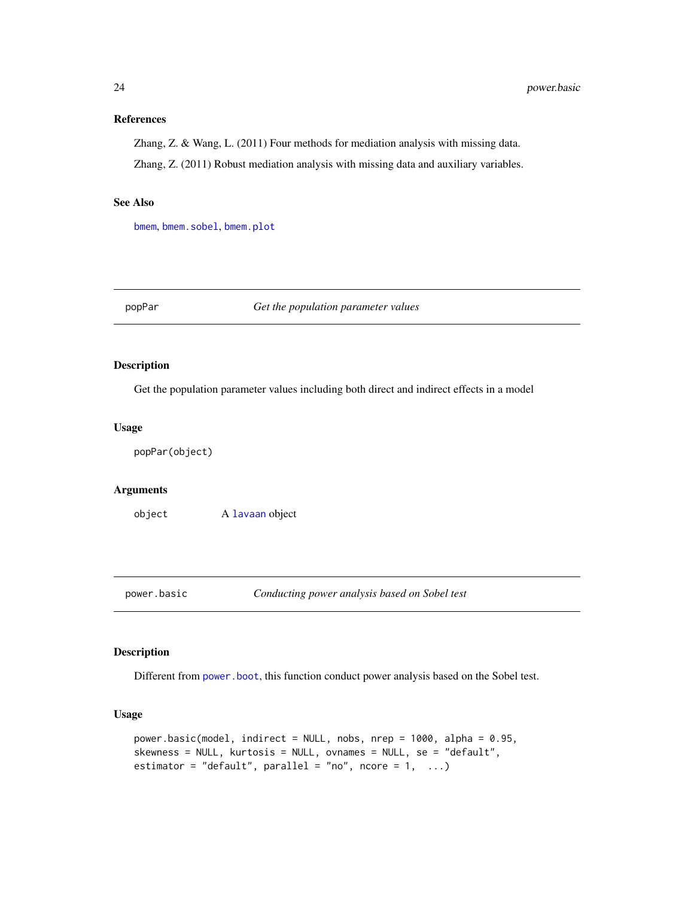## References

Zhang, Z. & Wang, L. (2011) Four methods for mediation analysis with missing data.

Zhang, Z. (2011) Robust mediation analysis with missing data and auxiliary variables.

## See Also

`bmem`, `bmem.sobel`, `bmem.plot`

---

# popPar — *Get the population parameter values*

## Description

Get the population parameter values including both direct and indirect effects in a model

## Usage

```
popPar(object)
```

## Arguments

| | |
|---|---|
| object | A `lavaan` object |

---

# power.basic — *Conducting power analysis based on Sobel test*

## Description

Different from `power.boot`, this function conduct power analysis based on the Sobel test.

## Usage

```
power.basic(model, indirect = NULL, nobs, nrep = 1000, alpha = 0.95,
skewness = NULL, kurtosis = NULL, ovnames = NULL, se = "default",
estimator = "default", parallel = "no", ncore = 1,  ...)
```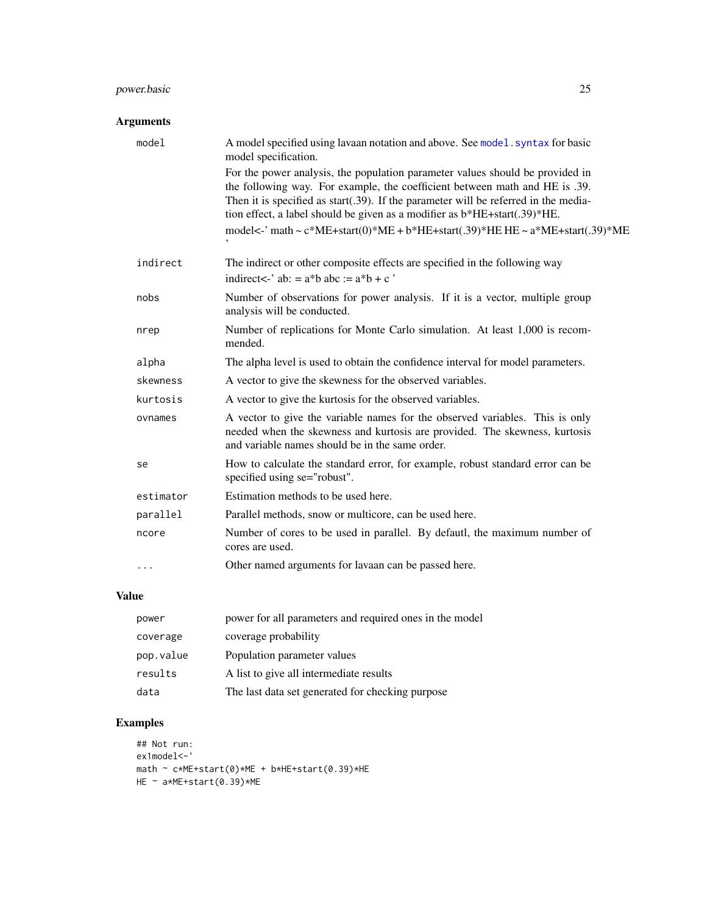## Arguments

| | |
|---|---|
| model | A model specified using lavaan notation and above. See model.syntax for basic model specification.<br>For the power analysis, the population parameter values should be provided in the following way. For example, the coefficient between math and HE is .39. Then it is specified as start(.39). If the parameter will be referred in the mediation effect, a label should be given as a modifier as b*HE+start(.39)*HE.<br>model<-' math ~ c*ME+start(0)*ME + b*HE+start(.39)*HE HE ~ a*ME+start(.39)*ME ' |
| indirect | The indirect or other composite effects are specified in the following way<br>indirect<-' ab: = a*b abc := a*b + c ' |
| nobs | Number of observations for power analysis. If it is a vector, multiple group analysis will be conducted. |
| nrep | Number of replications for Monte Carlo simulation. At least 1,000 is recommended. |
| alpha | The alpha level is used to obtain the confidence interval for model parameters. |
| skewness | A vector to give the skewness for the observed variables. |
| kurtosis | A vector to give the kurtosis for the observed variables. |
| ovnames | A vector to give the variable names for the observed variables. This is only needed when the skewness and kurtosis are provided. The skewness, kurtosis and variable names should be in the same order. |
| se | How to calculate the standard error, for example, robust standard error can be specified using se="robust". |
| estimator | Estimation methods to be used here. |
| parallel | Parallel methods, snow or multicore, can be used here. |
| ncore | Number of cores to be used in parallel. By defautl, the maximum number of cores are used. |
| ... | Other named arguments for lavaan can be passed here. |

## Value

| | |
|---|---|
| power | power for all parameters and required ones in the model |
| coverage | coverage probability |
| pop.value | Population parameter values |
| results | A list to give all intermediate results |
| data | The last data set generated for checking purpose |

## Examples

```
## Not run:
ex1model<-'
math ~ c*ME+start(0)*ME + b*HE+start(0.39)*HE
HE ~ a*ME+start(0.39)*ME
```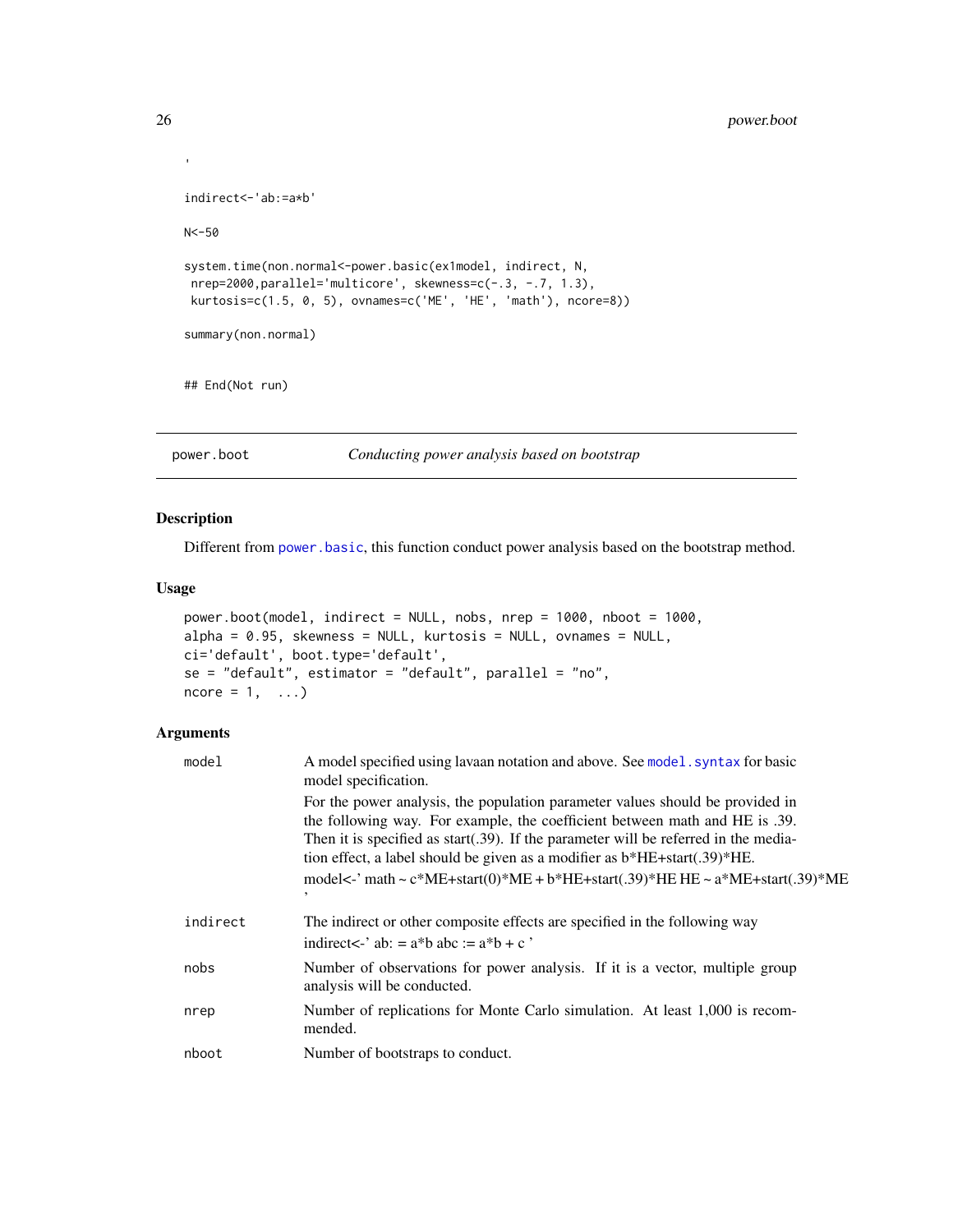```
'

indirect<-'ab:=a*b'

N<-50

system.time(non.normal<-power.basic(ex1model, indirect, N,
 nrep=2000,parallel='multicore', skewness=c(-.3, -.7, 1.3),
 kurtosis=c(1.5, 0, 5), ovnames=c('ME', 'HE', 'math'), ncore=8))

summary(non.normal)


## End(Not run)
```

## power.boot — *Conducting power analysis based on bootstrap*

### Description

Different from power.basic, this function conduct power analysis based on the bootstrap method.

### Usage

```
power.boot(model, indirect = NULL, nobs, nrep = 1000, nboot = 1000,
alpha = 0.95, skewness = NULL, kurtosis = NULL, ovnames = NULL,
ci='default', boot.type='default',
se = "default", estimator = "default", parallel = "no",
ncore = 1,  ...)
```

### Arguments

| | |
|---|---|
| `model` | A model specified using lavaan notation and above. See model.syntax for basic model specification.<br><br>For the power analysis, the population parameter values should be provided in the following way. For example, the coefficient between math and HE is .39. Then it is specified as start(.39). If the parameter will be referred in the mediation effect, a label should be given as a modifier as b*HE+start(.39)*HE.<br><br>model<-' math ~ c*ME+start(0)*ME + b*HE+start(.39)*HE HE ~ a*ME+start(.39)*ME ' |
| `indirect` | The indirect or other composite effects are specified in the following way<br><br>indirect<-' ab: = a*b abc := a*b + c ' |
| `nobs` | Number of observations for power analysis. If it is a vector, multiple group analysis will be conducted. |
| `nrep` | Number of replications for Monte Carlo simulation. At least 1,000 is recommended. |
| `nboot` | Number of bootstraps to conduct. |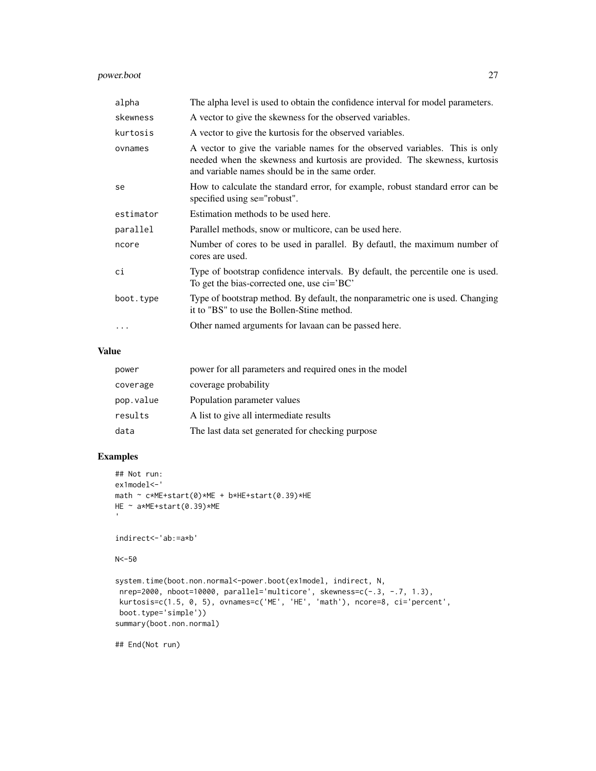| | |
|---|---|
| `alpha` | The alpha level is used to obtain the confidence interval for model parameters. |
| `skewness` | A vector to give the skewness for the observed variables. |
| `kurtosis` | A vector to give the kurtosis for the observed variables. |
| `ovnames` | A vector to give the variable names for the observed variables. This is only needed when the skewness and kurtosis are provided. The skewness, kurtosis and variable names should be in the same order. |
| `se` | How to calculate the standard error, for example, robust standard error can be specified using se="robust". |
| `estimator` | Estimation methods to be used here. |
| `parallel` | Parallel methods, snow or multicore, can be used here. |
| `ncore` | Number of cores to be used in parallel. By defautl, the maximum number of cores are used. |
| `ci` | Type of bootstrap confidence intervals. By default, the percentile one is used. To get the bias-corrected one, use ci='BC' |
| `boot.type` | Type of bootstrap method. By default, the nonparametric one is used. Changing it to "BS" to use the Bollen-Stine method. |
| `...` | Other named arguments for lavaan can be passed here. |

## Value

| | |
|---|---|
| `power` | power for all parameters and required ones in the model |
| `coverage` | coverage probability |
| `pop.value` | Population parameter values |
| `results` | A list to give all intermediate results |
| `data` | The last data set generated for checking purpose |

## Examples

```
## Not run:
ex1model<-'
math ~ c*ME+start(0)*ME + b*HE+start(0.39)*HE
HE ~ a*ME+start(0.39)*ME
'

indirect<-'ab:=a*b'

N<-50

system.time(boot.non.normal<-power.boot(ex1model, indirect, N,
 nrep=2000, nboot=10000, parallel='multicore', skewness=c(-.3, -.7, 1.3),
 kurtosis=c(1.5, 0, 5), ovnames=c('ME', 'HE', 'math'), ncore=8, ci='percent',
 boot.type='simple'))
summary(boot.non.normal)

## End(Not run)
```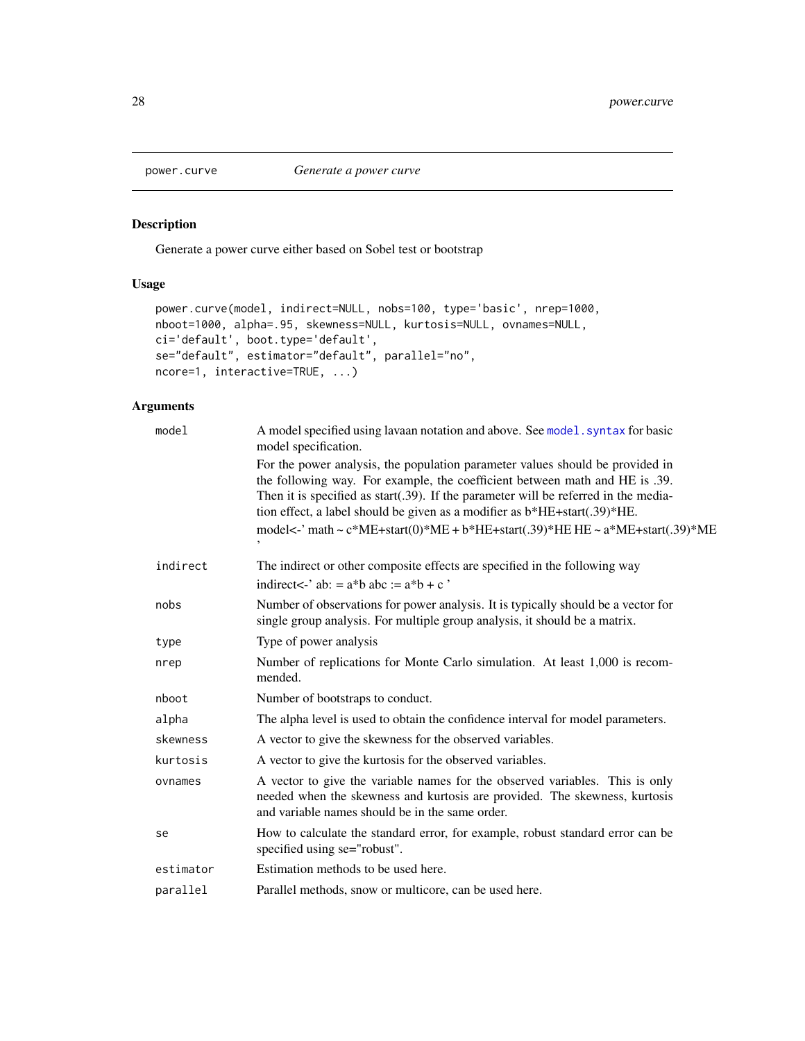## power.curve — *Generate a power curve*

### Description

Generate a power curve either based on Sobel test or bootstrap

### Usage

```
power.curve(model, indirect=NULL, nobs=100, type='basic', nrep=1000,
nboot=1000, alpha=.95, skewness=NULL, kurtosis=NULL, ovnames=NULL,
ci='default', boot.type='default',
se="default", estimator="default", parallel="no",
ncore=1, interactive=TRUE, ...)
```

### Arguments

| Argument | Description |
|---|---|
| `model` | A model specified using lavaan notation and above. See `model.syntax` for basic model specification.<br><br>For the power analysis, the population parameter values should be provided in the following way. For example, the coefficient between math and HE is .39. Then it is specified as start(.39). If the parameter will be referred in the mediation effect, a label should be given as a modifier as b*HE+start(.39)*HE.<br><br>model<-' math ~ c*ME+start(0)*ME + b*HE+start(.39)*HE HE ~ a*ME+start(.39)*ME ' |
| `indirect` | The indirect or other composite effects are specified in the following way<br><br>indirect<-' ab: = a*b abc := a*b + c ' |
| `nobs` | Number of observations for power analysis. It is typically should be a vector for single group analysis. For multiple group analysis, it should be a matrix. |
| `type` | Type of power analysis |
| `nrep` | Number of replications for Monte Carlo simulation. At least 1,000 is recommended. |
| `nboot` | Number of bootstraps to conduct. |
| `alpha` | The alpha level is used to obtain the confidence interval for model parameters. |
| `skewness` | A vector to give the skewness for the observed variables. |
| `kurtosis` | A vector to give the kurtosis for the observed variables. |
| `ovnames` | A vector to give the variable names for the observed variables. This is only needed when the skewness and kurtosis are provided. The skewness, kurtosis and variable names should be in the same order. |
| `se` | How to calculate the standard error, for example, robust standard error can be specified using se="robust". |
| `estimator` | Estimation methods to be used here. |
| `parallel` | Parallel methods, snow or multicore, can be used here. |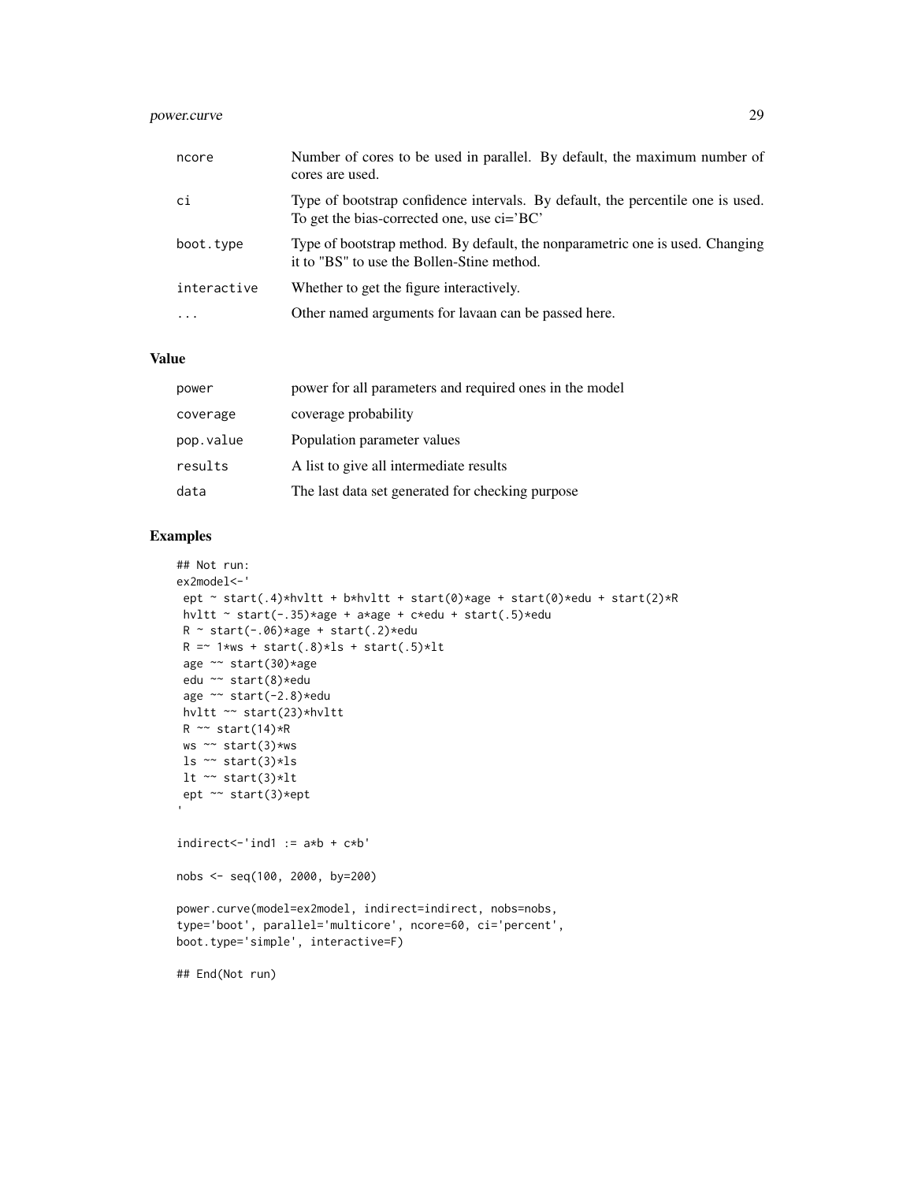| | |
|---|---|
| ncore | Number of cores to be used in parallel. By default, the maximum number of cores are used. |
| ci | Type of bootstrap confidence intervals. By default, the percentile one is used. To get the bias-corrected one, use ci='BC' |
| boot.type | Type of bootstrap method. By default, the nonparametric one is used. Changing it to "BS" to use the Bollen-Stine method. |
| interactive | Whether to get the figure interactively. |
| ... | Other named arguments for lavaan can be passed here. |

## Value

| | |
|---|---|
| power | power for all parameters and required ones in the model |
| coverage | coverage probability |
| pop.value | Population parameter values |
| results | A list to give all intermediate results |
| data | The last data set generated for checking purpose |

## Examples

```
## Not run:
ex2model<-'
 ept ~ start(.4)*hvltt + b*hvltt + start(0)*age + start(0)*edu + start(2)*R
 hvltt ~ start(-.35)*age + a*age + c*edu + start(.5)*edu
 R ~ start(-.06)*age + start(.2)*edu
 R =~ 1*ws + start(.8)*ls + start(.5)*lt
 age ~~ start(30)*age
 edu ~~ start(8)*edu
 age ~~ start(-2.8)*edu
 hvltt ~~ start(23)*hvltt
 R ~~ start(14)*R
 ws ~~ start(3)*ws
 ls ~~ start(3)*ls
 lt ~~ start(3)*lt
 ept ~~ start(3)*ept
'

indirect<-'ind1 := a*b + c*b'

nobs <- seq(100, 2000, by=200)

power.curve(model=ex2model, indirect=indirect, nobs=nobs,
type='boot', parallel='multicore', ncore=60, ci='percent',
boot.type='simple', interactive=F)

## End(Not run)
```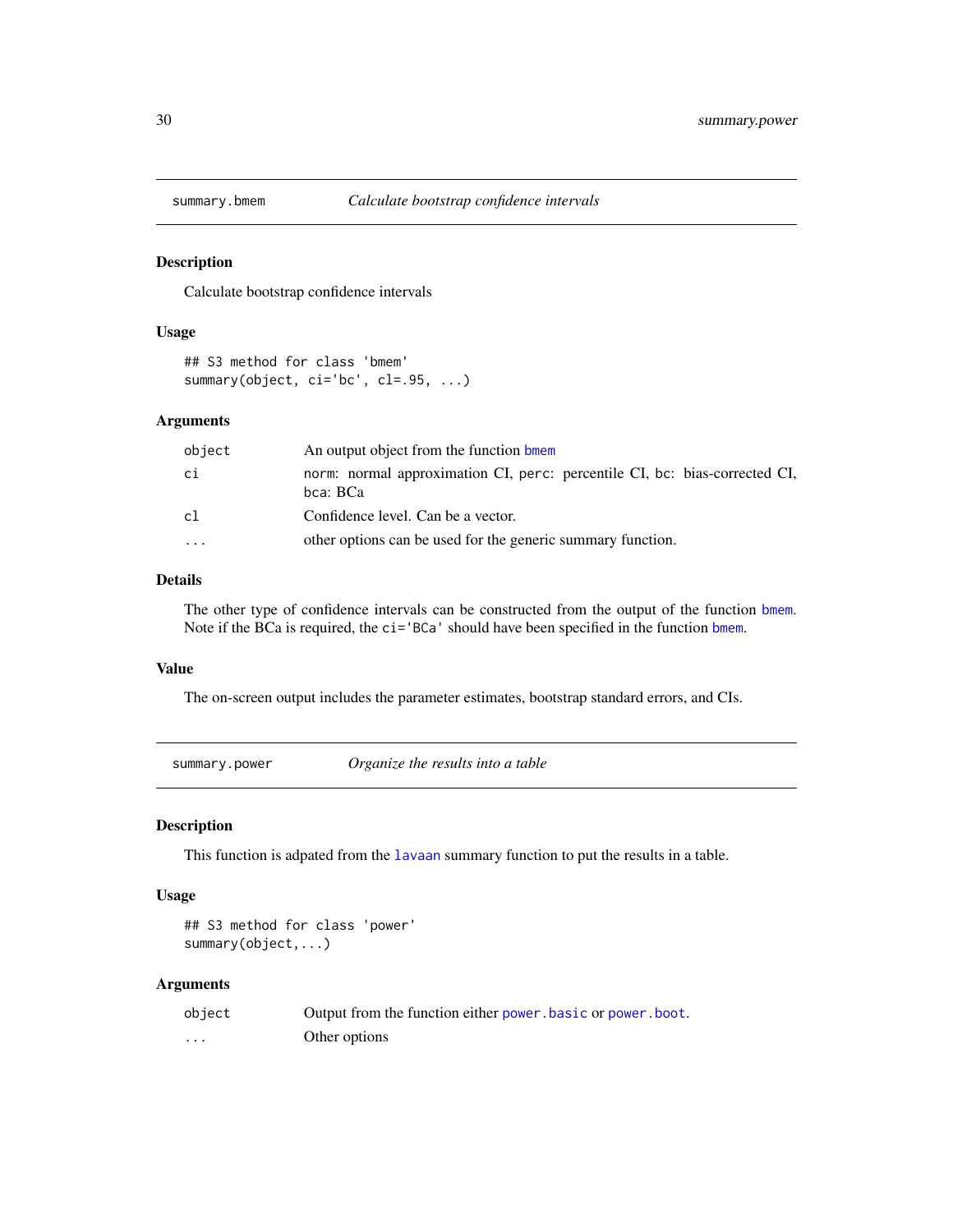## summary.bmem — *Calculate bootstrap confidence intervals*

### Description

Calculate bootstrap confidence intervals

### Usage

```
## S3 method for class 'bmem'
summary(object, ci='bc', cl=.95, ...)
```

### Arguments

| | |
|---|---|
| object | An output object from the function bmem |
| ci | norm: normal approximation CI, perc: percentile CI, bc: bias-corrected CI, bca: BCa |
| cl | Confidence level. Can be a vector. |
| ... | other options can be used for the generic summary function. |

### Details

The other type of confidence intervals can be constructed from the output of the function bmem. Note if the BCa is required, the `ci='BCa'` should have been specified in the function bmem.

### Value

The on-screen output includes the parameter estimates, bootstrap standard errors, and CIs.

## summary.power — *Organize the results into a table*

### Description

This function is adpated from the lavaan summary function to put the results in a table.

### Usage

```
## S3 method for class 'power'
summary(object,...)
```

### Arguments

| | |
|---|---|
| object | Output from the function either power.basic or power.boot. |
| ... | Other options |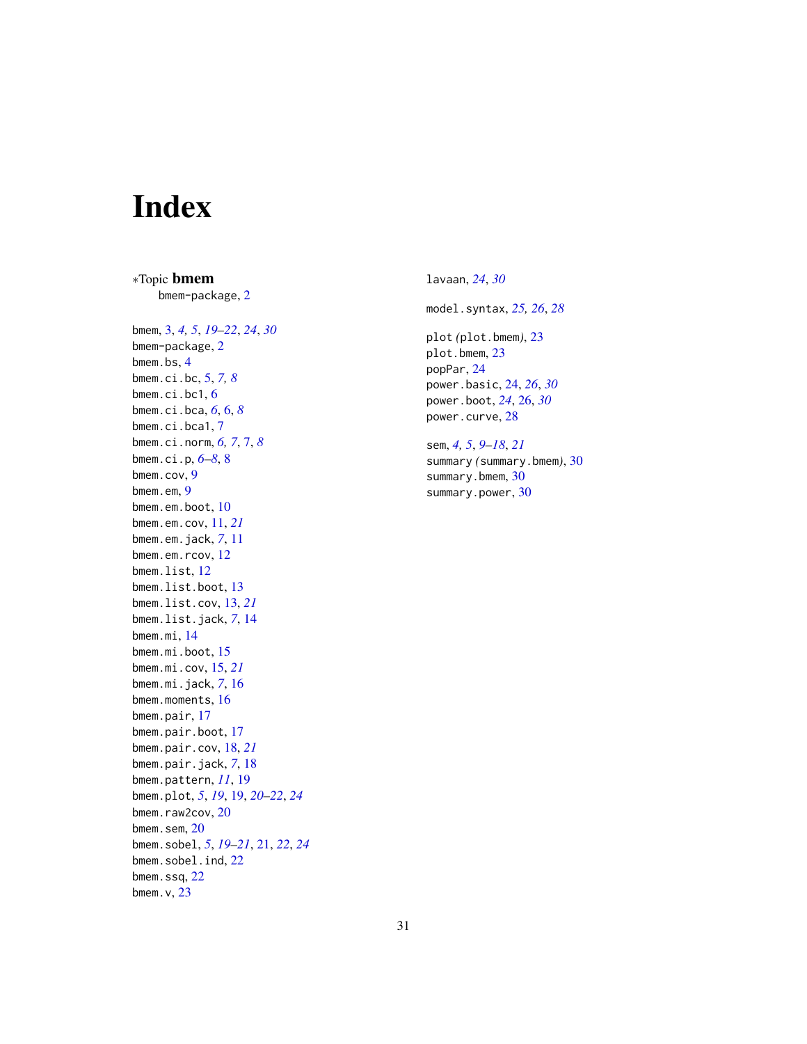# Index

*Topic **bmem**
  bmem-package, 2

bmem, 3, *4, 5*, *19–22*, *24*, *30*
bmem-package, 2
bmem.bs, 4
bmem.ci.bc, 5, *7, 8*
bmem.ci.bc1, 6
bmem.ci.bca, *6*, 6, *8*
bmem.ci.bca1, 7
bmem.ci.norm, *6, 7*, 7, *8*
bmem.ci.p, *6–8*, 8
bmem.cov, 9
bmem.em, 9
bmem.em.boot, 10
bmem.em.cov, 11, *21*
bmem.em.jack, *7*, 11
bmem.em.rcov, 12
bmem.list, 12
bmem.list.boot, 13
bmem.list.cov, 13, *21*
bmem.list.jack, *7*, 14
bmem.mi, 14
bmem.mi.boot, 15
bmem.mi.cov, 15, *21*
bmem.mi.jack, *7*, 16
bmem.moments, 16
bmem.pair, 17
bmem.pair.boot, 17
bmem.pair.cov, 18, *21*
bmem.pair.jack, *7*, 18
bmem.pattern, *11*, 19
bmem.plot, *5*, *19*, 19, *20–22*, *24*
bmem.raw2cov, 20
bmem.sem, 20
bmem.sobel, *5*, *19–21*, 21, *22*, *24*
bmem.sobel.ind, 22
bmem.ssq, 22
bmem.v, 23

lavaan, *24*, *30*

model.syntax, *25, 26*, *28*

plot *(*plot.bmem*)*, 23
plot.bmem, 23
popPar, 24
power.basic, 24, *26*, *30*
power.boot, *24*, 26, *30*
power.curve, 28

sem, *4, 5*, *9–18*, *21*
summary *(*summary.bmem*)*, 30
summary.bmem, 30
summary.power, 30